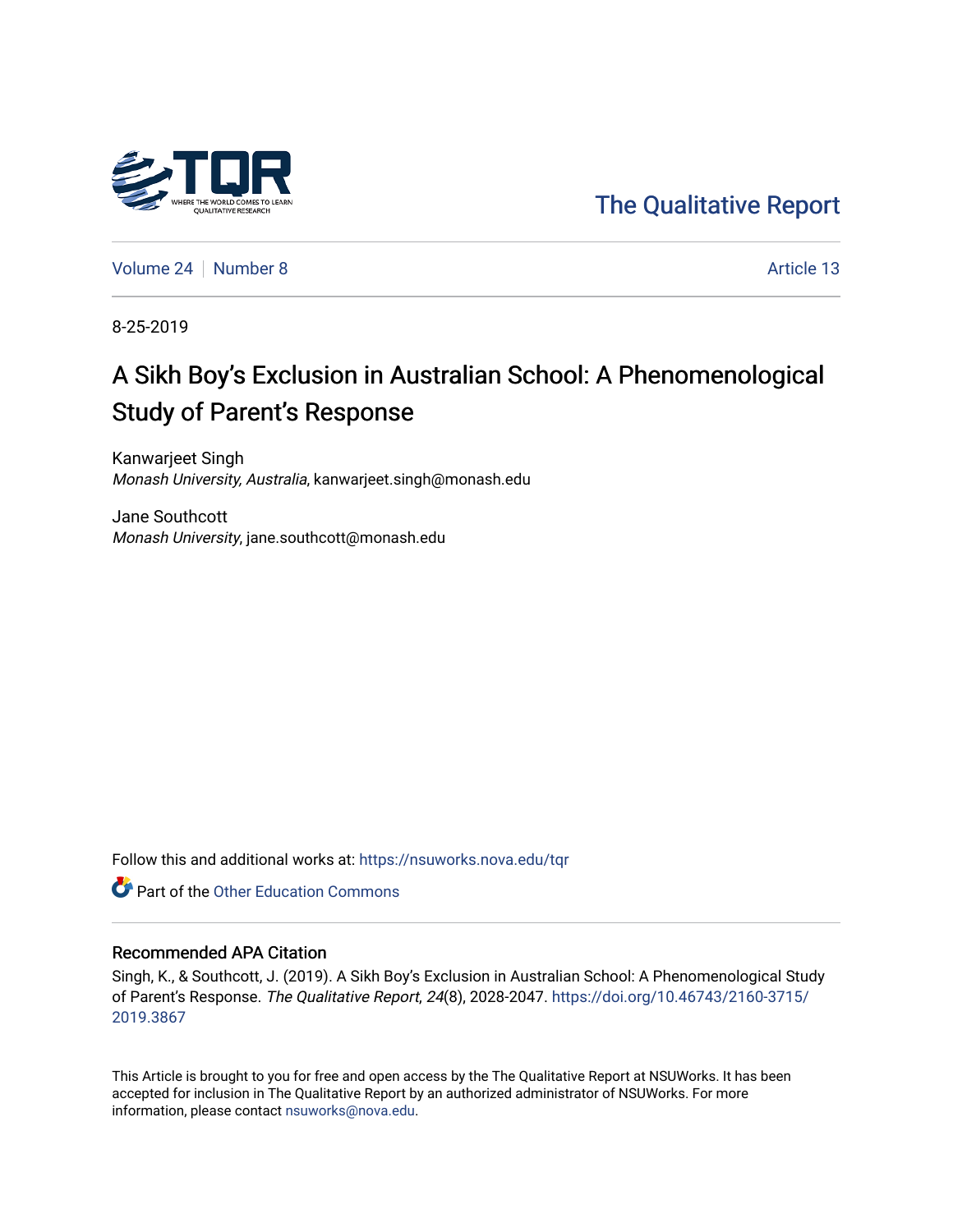The Qualitative Report

Volume 24 | Number 8 | Article 13

8-25-2019

# A Sikh Boy's Exclusion in Australian School: A Phenomenological Study of Parent's Response

Kanwarjeet Singh
*Monash University, Australia*, kanwarjeet.singh@monash.edu

Jane Southcott
*Monash University*, jane.southcott@monash.edu

Follow this and additional works at: https://nsuworks.nova.edu/tqr

Part of the Other Education Commons

### Recommended APA Citation

Singh, K., & Southcott, J. (2019). A Sikh Boy's Exclusion in Australian School: A Phenomenological Study of Parent's Response. *The Qualitative Report*, *24*(8), 2028-2047. https://doi.org/10.46743/2160-3715/2019.3867

This Article is brought to you for free and open access by the The Qualitative Report at NSUWorks. It has been accepted for inclusion in The Qualitative Report by an authorized administrator of NSUWorks. For more information, please contact nsuworks@nova.edu.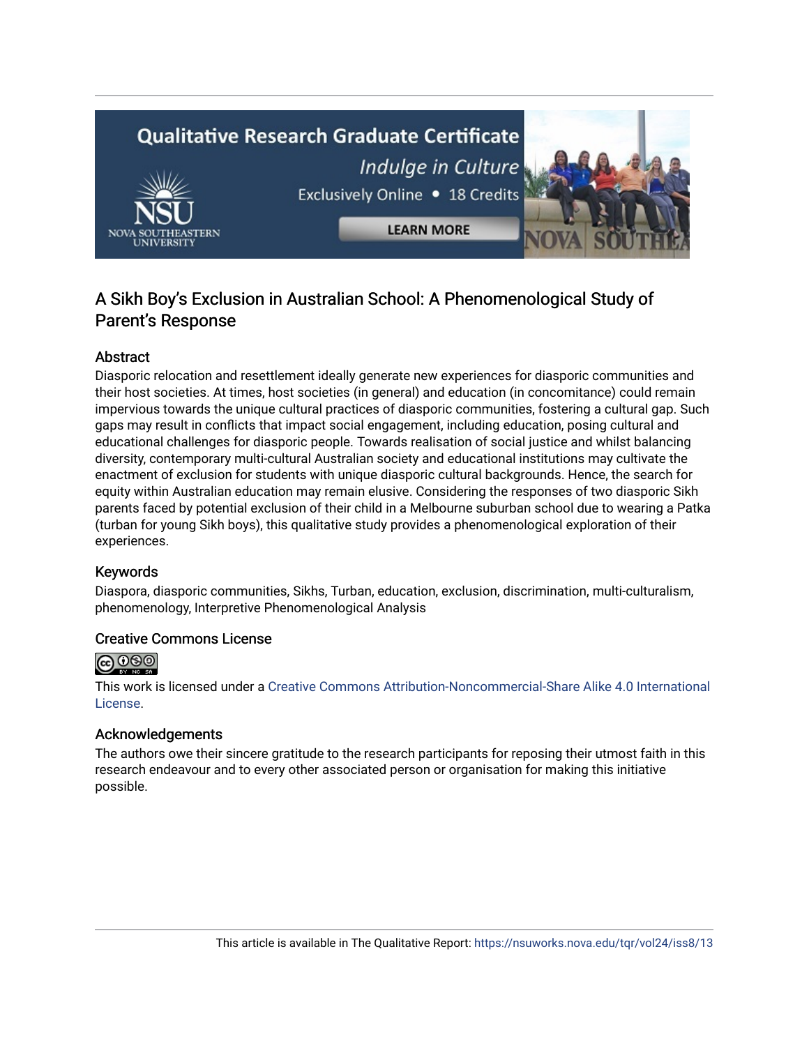# A Sikh Boy's Exclusion in Australian School: A Phenomenological Study of Parent's Response

## Abstract

Diasporic relocation and resettlement ideally generate new experiences for diasporic communities and their host societies. At times, host societies (in general) and education (in concomitance) could remain impervious towards the unique cultural practices of diasporic communities, fostering a cultural gap. Such gaps may result in conflicts that impact social engagement, including education, posing cultural and educational challenges for diasporic people. Towards realisation of social justice and whilst balancing diversity, contemporary multi-cultural Australian society and educational institutions may cultivate the enactment of exclusion for students with unique diasporic cultural backgrounds. Hence, the search for equity within Australian education may remain elusive. Considering the responses of two diasporic Sikh parents faced by potential exclusion of their child in a Melbourne suburban school due to wearing a Patka (turban for young Sikh boys), this qualitative study provides a phenomenological exploration of their experiences.

## Keywords

Diaspora, diasporic communities, Sikhs, Turban, education, exclusion, discrimination, multi-culturalism, phenomenology, Interpretive Phenomenological Analysis

## Creative Commons License

This work is licensed under a Creative Commons Attribution-Noncommercial-Share Alike 4.0 International License.

## Acknowledgements

The authors owe their sincere gratitude to the research participants for reposing their utmost faith in this research endeavour and to every other associated person or organisation for making this initiative possible.

This article is available in The Qualitative Report: https://nsuworks.nova.edu/tqr/vol24/iss8/13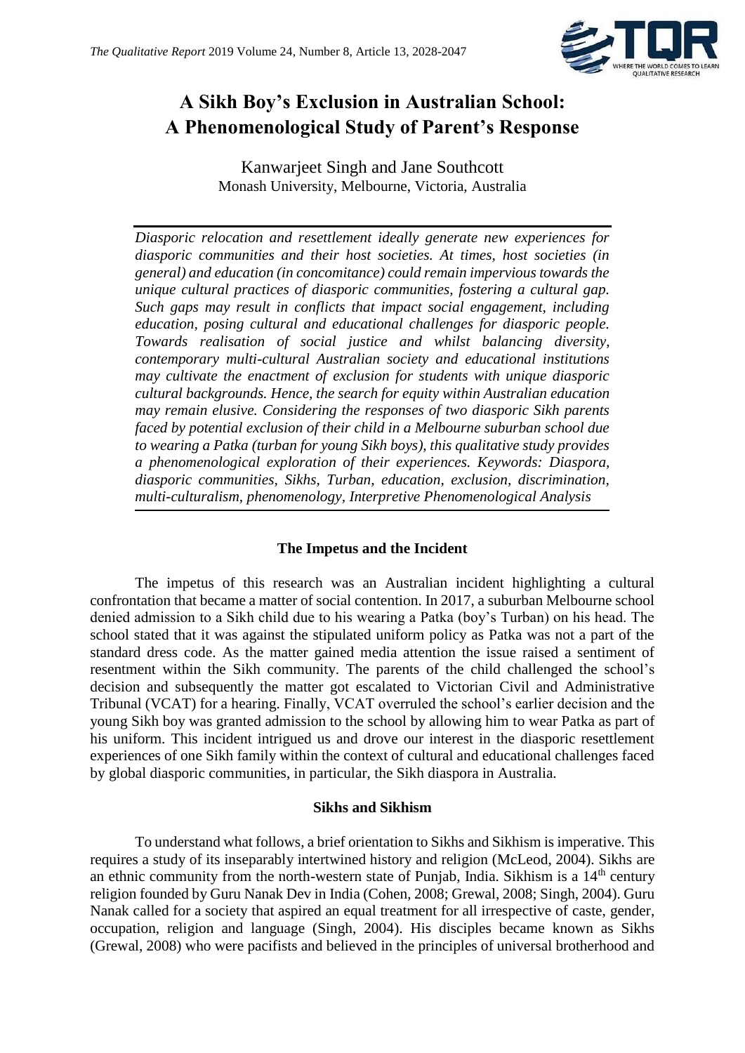# A Sikh Boy's Exclusion in Australian School: A Phenomenological Study of Parent's Response

Kanwarjeet Singh and Jane Southcott
Monash University, Melbourne, Victoria, Australia

*Diasporic relocation and resettlement ideally generate new experiences for diasporic communities and their host societies. At times, host societies (in general) and education (in concomitance) could remain impervious towards the unique cultural practices of diasporic communities, fostering a cultural gap. Such gaps may result in conflicts that impact social engagement, including education, posing cultural and educational challenges for diasporic people. Towards realisation of social justice and whilst balancing diversity, contemporary multi-cultural Australian society and educational institutions may cultivate the enactment of exclusion for students with unique diasporic cultural backgrounds. Hence, the search for equity within Australian education may remain elusive. Considering the responses of two diasporic Sikh parents faced by potential exclusion of their child in a Melbourne suburban school due to wearing a Patka (turban for young Sikh boys), this qualitative study provides a phenomenological exploration of their experiences. Keywords: Diaspora, diasporic communities, Sikhs, Turban, education, exclusion, discrimination, multi-culturalism, phenomenology, Interpretive Phenomenological Analysis*

## The Impetus and the Incident

The impetus of this research was an Australian incident highlighting a cultural confrontation that became a matter of social contention. In 2017, a suburban Melbourne school denied admission to a Sikh child due to his wearing a Patka (boy's Turban) on his head. The school stated that it was against the stipulated uniform policy as Patka was not a part of the standard dress code. As the matter gained media attention the issue raised a sentiment of resentment within the Sikh community. The parents of the child challenged the school's decision and subsequently the matter got escalated to Victorian Civil and Administrative Tribunal (VCAT) for a hearing. Finally, VCAT overruled the school's earlier decision and the young Sikh boy was granted admission to the school by allowing him to wear Patka as part of his uniform. This incident intrigued us and drove our interest in the diasporic resettlement experiences of one Sikh family within the context of cultural and educational challenges faced by global diasporic communities, in particular, the Sikh diaspora in Australia.

## Sikhs and Sikhism

To understand what follows, a brief orientation to Sikhs and Sikhism is imperative. This requires a study of its inseparably intertwined history and religion (McLeod, 2004). Sikhs are an ethnic community from the north-western state of Punjab, India. Sikhism is a 14th century religion founded by Guru Nanak Dev in India (Cohen, 2008; Grewal, 2008; Singh, 2004). Guru Nanak called for a society that aspired an equal treatment for all irrespective of caste, gender, occupation, religion and language (Singh, 2004). His disciples became known as Sikhs (Grewal, 2008) who were pacifists and believed in the principles of universal brotherhood and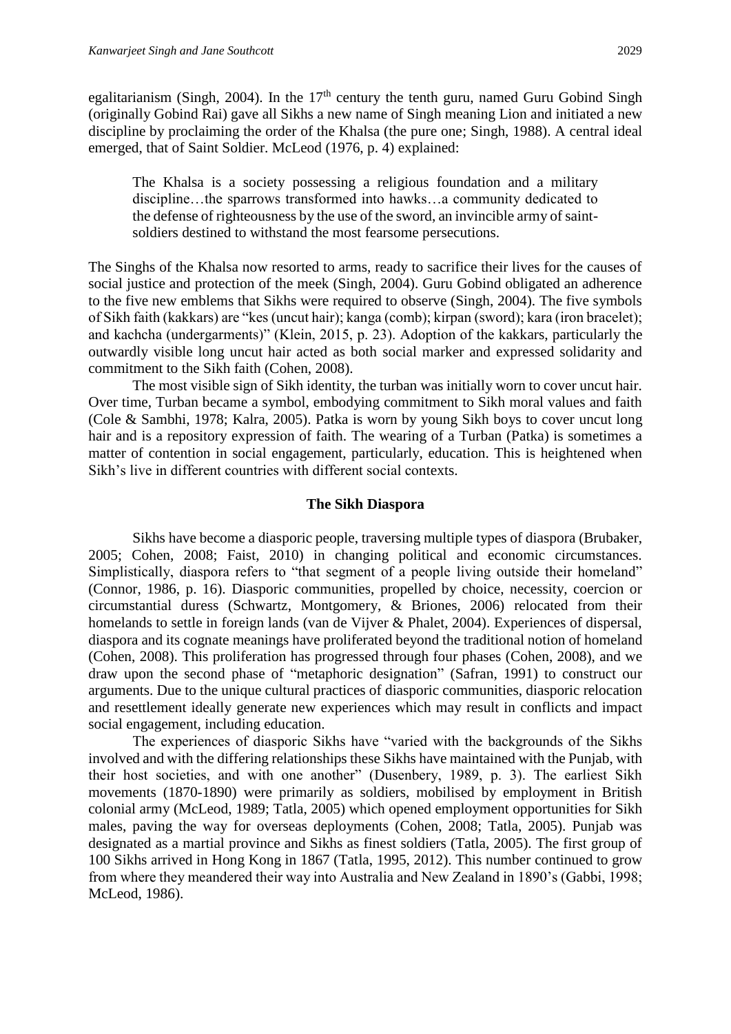egalitarianism (Singh, 2004). In the 17th century the tenth guru, named Guru Gobind Singh (originally Gobind Rai) gave all Sikhs a new name of Singh meaning Lion and initiated a new discipline by proclaiming the order of the Khalsa (the pure one; Singh, 1988). A central ideal emerged, that of Saint Soldier. McLeod (1976, p. 4) explained:

> The Khalsa is a society possessing a religious foundation and a military discipline…the sparrows transformed into hawks…a community dedicated to the defense of righteousness by the use of the sword, an invincible army of saint-soldiers destined to withstand the most fearsome persecutions.

The Singhs of the Khalsa now resorted to arms, ready to sacrifice their lives for the causes of social justice and protection of the meek (Singh, 2004). Guru Gobind obligated an adherence to the five new emblems that Sikhs were required to observe (Singh, 2004). The five symbols of Sikh faith (kakkars) are "kes (uncut hair); kanga (comb); kirpan (sword); kara (iron bracelet); and kachcha (undergarments)" (Klein, 2015, p. 23). Adoption of the kakkars, particularly the outwardly visible long uncut hair acted as both social marker and expressed solidarity and commitment to the Sikh faith (Cohen, 2008).

The most visible sign of Sikh identity, the turban was initially worn to cover uncut hair. Over time, Turban became a symbol, embodying commitment to Sikh moral values and faith (Cole & Sambhi, 1978; Kalra, 2005). Patka is worn by young Sikh boys to cover uncut long hair and is a repository expression of faith. The wearing of a Turban (Patka) is sometimes a matter of contention in social engagement, particularly, education. This is heightened when Sikh's live in different countries with different social contexts.

## The Sikh Diaspora

Sikhs have become a diasporic people, traversing multiple types of diaspora (Brubaker, 2005; Cohen, 2008; Faist, 2010) in changing political and economic circumstances. Simplistically, diaspora refers to "that segment of a people living outside their homeland" (Connor, 1986, p. 16). Diasporic communities, propelled by choice, necessity, coercion or circumstantial duress (Schwartz, Montgomery, & Briones, 2006) relocated from their homelands to settle in foreign lands (van de Vijver & Phalet, 2004). Experiences of dispersal, diaspora and its cognate meanings have proliferated beyond the traditional notion of homeland (Cohen, 2008). This proliferation has progressed through four phases (Cohen, 2008), and we draw upon the second phase of "metaphoric designation" (Safran, 1991) to construct our arguments. Due to the unique cultural practices of diasporic communities, diasporic relocation and resettlement ideally generate new experiences which may result in conflicts and impact social engagement, including education.

The experiences of diasporic Sikhs have "varied with the backgrounds of the Sikhs involved and with the differing relationships these Sikhs have maintained with the Punjab, with their host societies, and with one another" (Dusenbery, 1989, p. 3). The earliest Sikh movements (1870-1890) were primarily as soldiers, mobilised by employment in British colonial army (McLeod, 1989; Tatla, 2005) which opened employment opportunities for Sikh males, paving the way for overseas deployments (Cohen, 2008; Tatla, 2005). Punjab was designated as a martial province and Sikhs as finest soldiers (Tatla, 2005). The first group of 100 Sikhs arrived in Hong Kong in 1867 (Tatla, 1995, 2012). This number continued to grow from where they meandered their way into Australia and New Zealand in 1890's (Gabbi, 1998; McLeod, 1986).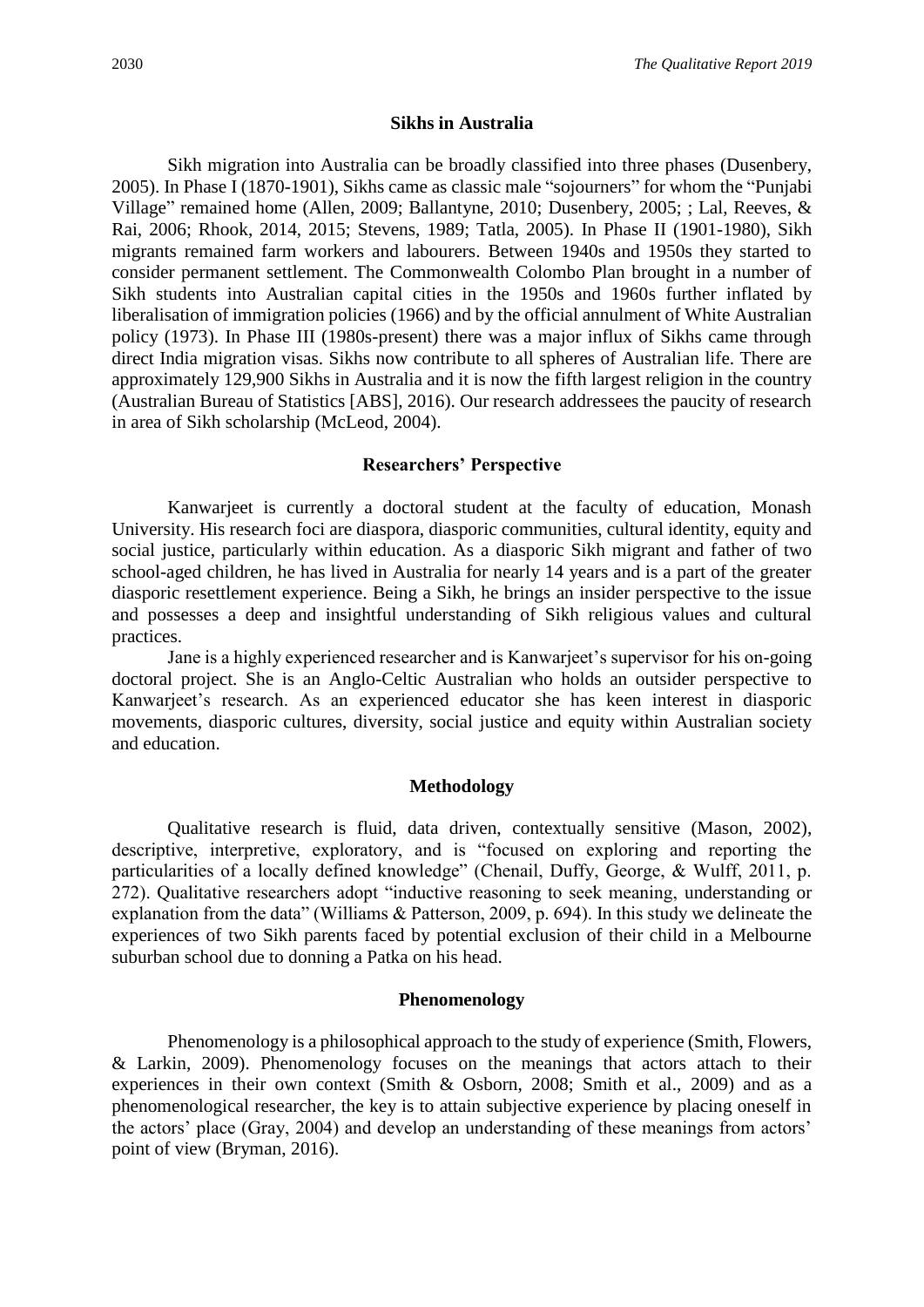## Sikhs in Australia

Sikh migration into Australia can be broadly classified into three phases (Dusenbery, 2005). In Phase I (1870-1901), Sikhs came as classic male "sojourners" for whom the "Punjabi Village" remained home (Allen, 2009; Ballantyne, 2010; Dusenbery, 2005; ; Lal, Reeves, & Rai, 2006; Rhook, 2014, 2015; Stevens, 1989; Tatla, 2005). In Phase II (1901-1980), Sikh migrants remained farm workers and labourers. Between 1940s and 1950s they started to consider permanent settlement. The Commonwealth Colombo Plan brought in a number of Sikh students into Australian capital cities in the 1950s and 1960s further inflated by liberalisation of immigration policies (1966) and by the official annulment of White Australian policy (1973). In Phase III (1980s-present) there was a major influx of Sikhs came through direct India migration visas. Sikhs now contribute to all spheres of Australian life. There are approximately 129,900 Sikhs in Australia and it is now the fifth largest religion in the country (Australian Bureau of Statistics [ABS], 2016). Our research addressees the paucity of research in area of Sikh scholarship (McLeod, 2004).

## Researchers' Perspective

Kanwarjeet is currently a doctoral student at the faculty of education, Monash University. His research foci are diaspora, diasporic communities, cultural identity, equity and social justice, particularly within education. As a diasporic Sikh migrant and father of two school-aged children, he has lived in Australia for nearly 14 years and is a part of the greater diasporic resettlement experience. Being a Sikh, he brings an insider perspective to the issue and possesses a deep and insightful understanding of Sikh religious values and cultural practices.

Jane is a highly experienced researcher and is Kanwarjeet's supervisor for his on-going doctoral project. She is an Anglo-Celtic Australian who holds an outsider perspective to Kanwarjeet's research. As an experienced educator she has keen interest in diasporic movements, diasporic cultures, diversity, social justice and equity within Australian society and education.

## Methodology

Qualitative research is fluid, data driven, contextually sensitive (Mason, 2002), descriptive, interpretive, exploratory, and is "focused on exploring and reporting the particularities of a locally defined knowledge" (Chenail, Duffy, George, & Wulff, 2011, p. 272). Qualitative researchers adopt "inductive reasoning to seek meaning, understanding or explanation from the data" (Williams & Patterson, 2009, p. 694). In this study we delineate the experiences of two Sikh parents faced by potential exclusion of their child in a Melbourne suburban school due to donning a Patka on his head.

## Phenomenology

Phenomenology is a philosophical approach to the study of experience (Smith, Flowers, & Larkin, 2009). Phenomenology focuses on the meanings that actors attach to their experiences in their own context (Smith & Osborn, 2008; Smith et al., 2009) and as a phenomenological researcher, the key is to attain subjective experience by placing oneself in the actors' place (Gray, 2004) and develop an understanding of these meanings from actors' point of view (Bryman, 2016).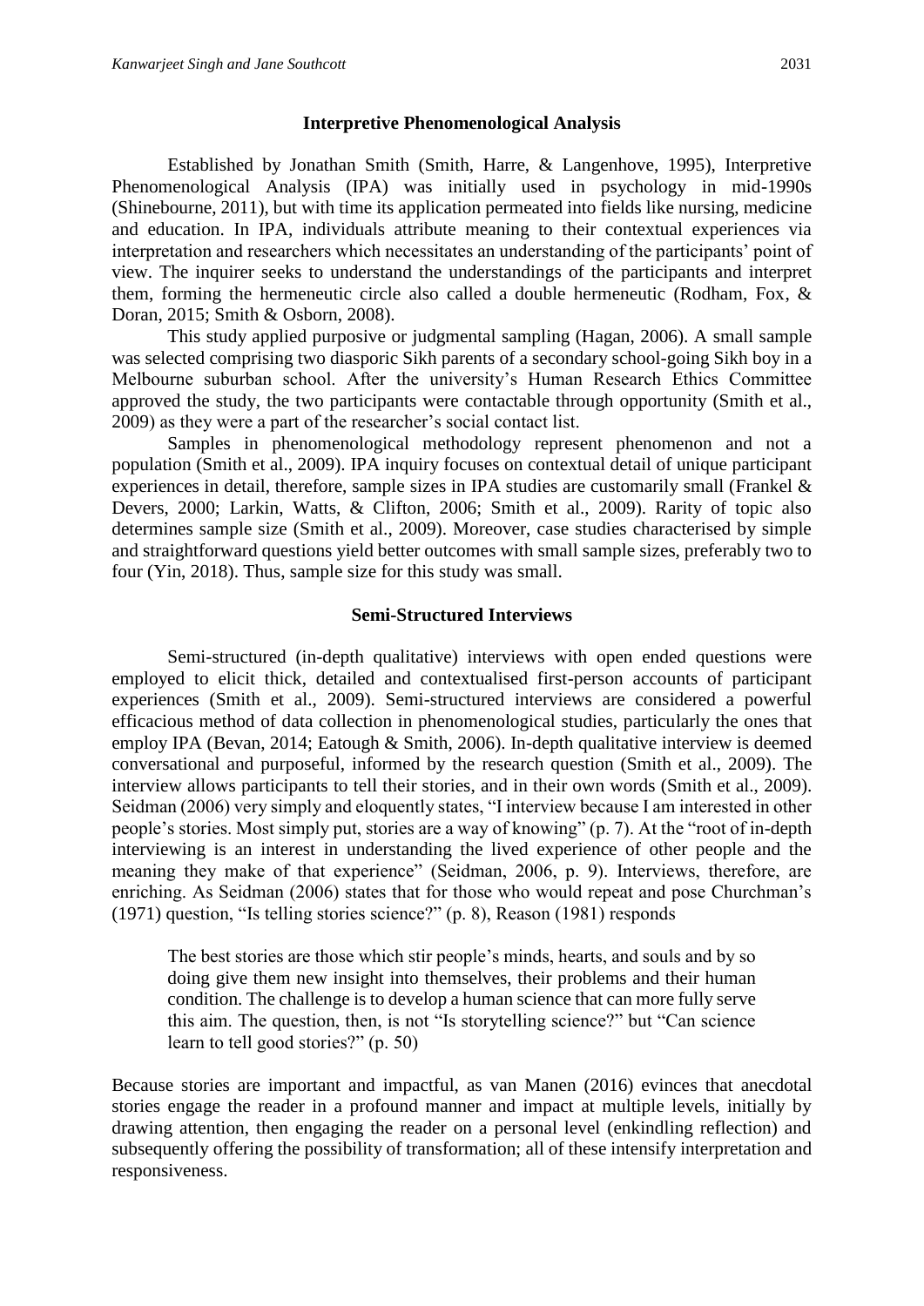## Interpretive Phenomenological Analysis

Established by Jonathan Smith (Smith, Harre, & Langenhove, 1995), Interpretive Phenomenological Analysis (IPA) was initially used in psychology in mid-1990s (Shinebourne, 2011), but with time its application permeated into fields like nursing, medicine and education. In IPA, individuals attribute meaning to their contextual experiences via interpretation and researchers which necessitates an understanding of the participants' point of view. The inquirer seeks to understand the understandings of the participants and interpret them, forming the hermeneutic circle also called a double hermeneutic (Rodham, Fox, & Doran, 2015; Smith & Osborn, 2008).

This study applied purposive or judgmental sampling (Hagan, 2006). A small sample was selected comprising two diasporic Sikh parents of a secondary school-going Sikh boy in a Melbourne suburban school. After the university's Human Research Ethics Committee approved the study, the two participants were contactable through opportunity (Smith et al., 2009) as they were a part of the researcher's social contact list.

Samples in phenomenological methodology represent phenomenon and not a population (Smith et al., 2009). IPA inquiry focuses on contextual detail of unique participant experiences in detail, therefore, sample sizes in IPA studies are customarily small (Frankel & Devers, 2000; Larkin, Watts, & Clifton, 2006; Smith et al., 2009). Rarity of topic also determines sample size (Smith et al., 2009). Moreover, case studies characterised by simple and straightforward questions yield better outcomes with small sample sizes, preferably two to four (Yin, 2018). Thus, sample size for this study was small.

## Semi-Structured Interviews

Semi-structured (in-depth qualitative) interviews with open ended questions were employed to elicit thick, detailed and contextualised first-person accounts of participant experiences (Smith et al., 2009). Semi-structured interviews are considered a powerful efficacious method of data collection in phenomenological studies, particularly the ones that employ IPA (Bevan, 2014; Eatough & Smith, 2006). In-depth qualitative interview is deemed conversational and purposeful, informed by the research question (Smith et al., 2009). The interview allows participants to tell their stories, and in their own words (Smith et al., 2009). Seidman (2006) very simply and eloquently states, "I interview because I am interested in other people's stories. Most simply put, stories are a way of knowing" (p. 7). At the "root of in-depth interviewing is an interest in understanding the lived experience of other people and the meaning they make of that experience" (Seidman, 2006, p. 9). Interviews, therefore, are enriching. As Seidman (2006) states that for those who would repeat and pose Churchman's (1971) question, "Is telling stories science?" (p. 8), Reason (1981) responds

> The best stories are those which stir people's minds, hearts, and souls and by so doing give them new insight into themselves, their problems and their human condition. The challenge is to develop a human science that can more fully serve this aim. The question, then, is not "Is storytelling science?" but "Can science learn to tell good stories?" (p. 50)

Because stories are important and impactful, as van Manen (2016) evinces that anecdotal stories engage the reader in a profound manner and impact at multiple levels, initially by drawing attention, then engaging the reader on a personal level (enkindling reflection) and subsequently offering the possibility of transformation; all of these intensify interpretation and responsiveness.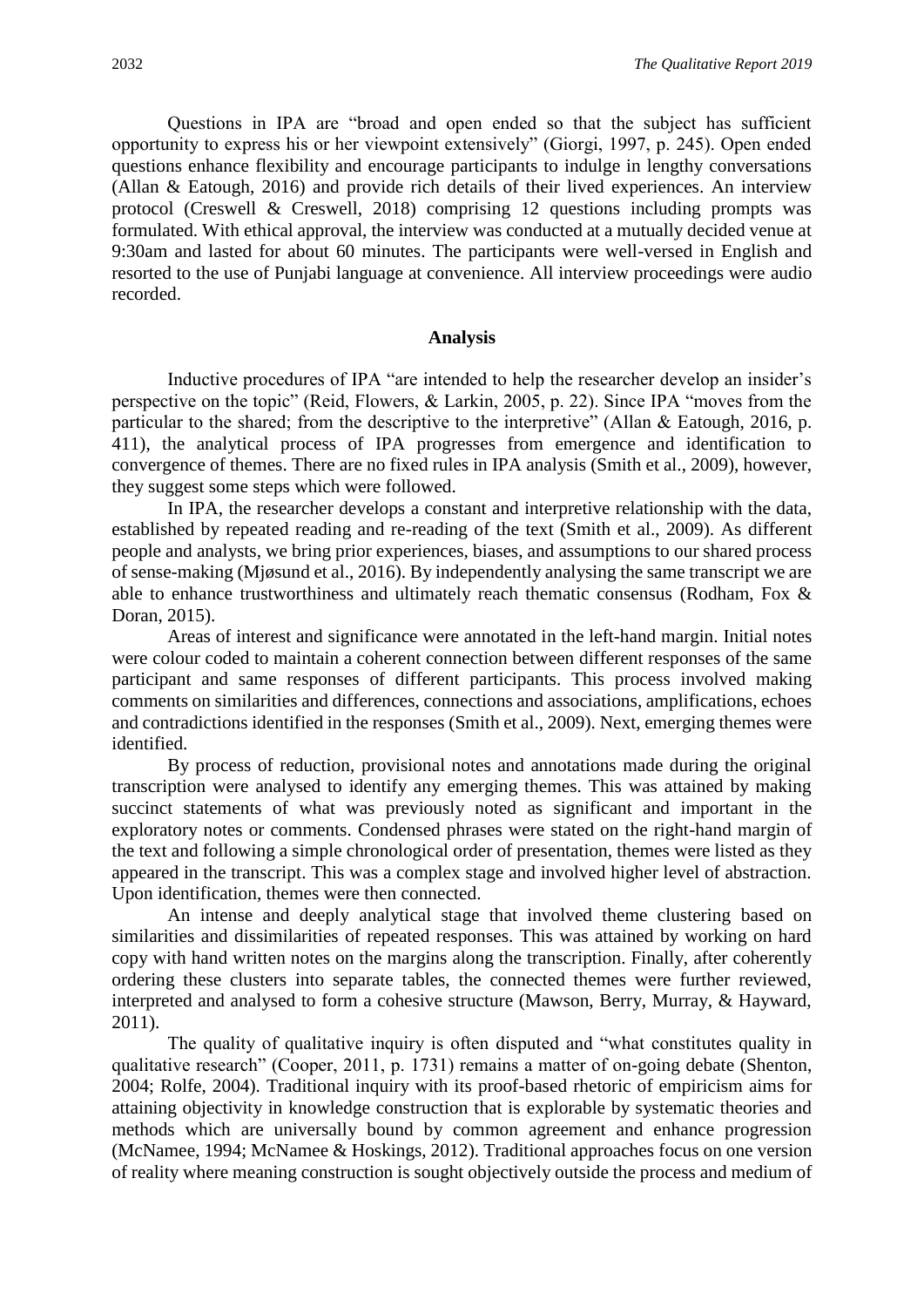Questions in IPA are "broad and open ended so that the subject has sufficient opportunity to express his or her viewpoint extensively" (Giorgi, 1997, p. 245). Open ended questions enhance flexibility and encourage participants to indulge in lengthy conversations (Allan & Eatough, 2016) and provide rich details of their lived experiences. An interview protocol (Creswell & Creswell, 2018) comprising 12 questions including prompts was formulated. With ethical approval, the interview was conducted at a mutually decided venue at 9:30am and lasted for about 60 minutes. The participants were well-versed in English and resorted to the use of Punjabi language at convenience. All interview proceedings were audio recorded.

## Analysis

Inductive procedures of IPA "are intended to help the researcher develop an insider's perspective on the topic" (Reid, Flowers, & Larkin, 2005, p. 22). Since IPA "moves from the particular to the shared; from the descriptive to the interpretive" (Allan & Eatough, 2016, p. 411), the analytical process of IPA progresses from emergence and identification to convergence of themes. There are no fixed rules in IPA analysis (Smith et al., 2009), however, they suggest some steps which were followed.

In IPA, the researcher develops a constant and interpretive relationship with the data, established by repeated reading and re-reading of the text (Smith et al., 2009). As different people and analysts, we bring prior experiences, biases, and assumptions to our shared process of sense-making (Mjøsund et al., 2016). By independently analysing the same transcript we are able to enhance trustworthiness and ultimately reach thematic consensus (Rodham, Fox & Doran, 2015).

Areas of interest and significance were annotated in the left-hand margin. Initial notes were colour coded to maintain a coherent connection between different responses of the same participant and same responses of different participants. This process involved making comments on similarities and differences, connections and associations, amplifications, echoes and contradictions identified in the responses (Smith et al., 2009). Next, emerging themes were identified.

By process of reduction, provisional notes and annotations made during the original transcription were analysed to identify any emerging themes. This was attained by making succinct statements of what was previously noted as significant and important in the exploratory notes or comments. Condensed phrases were stated on the right-hand margin of the text and following a simple chronological order of presentation, themes were listed as they appeared in the transcript. This was a complex stage and involved higher level of abstraction. Upon identification, themes were then connected.

An intense and deeply analytical stage that involved theme clustering based on similarities and dissimilarities of repeated responses. This was attained by working on hard copy with hand written notes on the margins along the transcription. Finally, after coherently ordering these clusters into separate tables, the connected themes were further reviewed, interpreted and analysed to form a cohesive structure (Mawson, Berry, Murray, & Hayward, 2011).

The quality of qualitative inquiry is often disputed and "what constitutes quality in qualitative research" (Cooper, 2011, p. 1731) remains a matter of on-going debate (Shenton, 2004; Rolfe, 2004). Traditional inquiry with its proof-based rhetoric of empiricism aims for attaining objectivity in knowledge construction that is explorable by systematic theories and methods which are universally bound by common agreement and enhance progression (McNamee, 1994; McNamee & Hoskings, 2012). Traditional approaches focus on one version of reality where meaning construction is sought objectively outside the process and medium of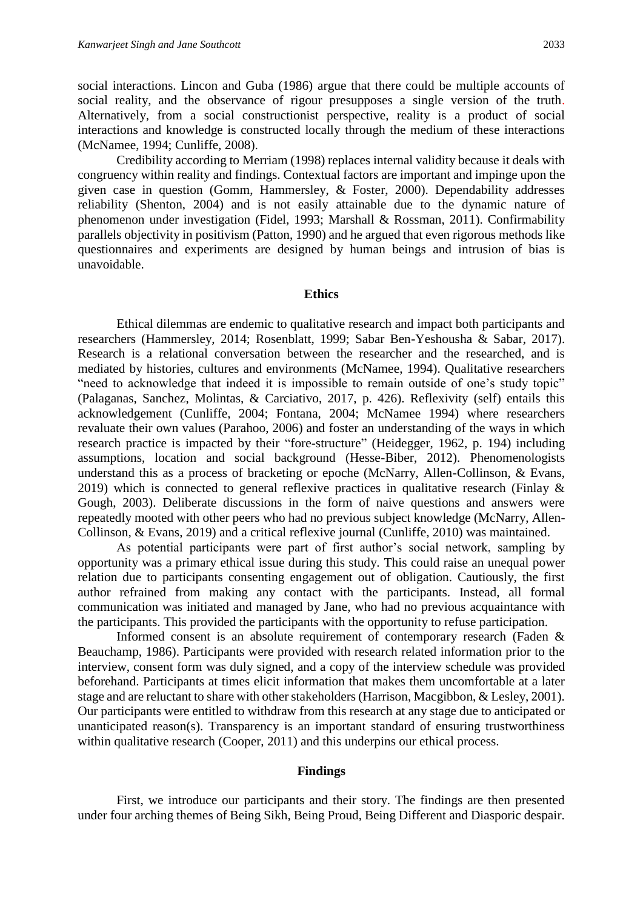social interactions. Lincon and Guba (1986) argue that there could be multiple accounts of social reality, and the observance of rigour presupposes a single version of the truth. Alternatively, from a social constructionist perspective, reality is a product of social interactions and knowledge is constructed locally through the medium of these interactions (McNamee, 1994; Cunliffe, 2008).

Credibility according to Merriam (1998) replaces internal validity because it deals with congruency within reality and findings. Contextual factors are important and impinge upon the given case in question (Gomm, Hammersley, & Foster, 2000). Dependability addresses reliability (Shenton, 2004) and is not easily attainable due to the dynamic nature of phenomenon under investigation (Fidel, 1993; Marshall & Rossman, 2011). Confirmability parallels objectivity in positivism (Patton, 1990) and he argued that even rigorous methods like questionnaires and experiments are designed by human beings and intrusion of bias is unavoidable.

## Ethics

Ethical dilemmas are endemic to qualitative research and impact both participants and researchers (Hammersley, 2014; Rosenblatt, 1999; Sabar Ben-Yeshousha & Sabar, 2017). Research is a relational conversation between the researcher and the researched, and is mediated by histories, cultures and environments (McNamee, 1994). Qualitative researchers "need to acknowledge that indeed it is impossible to remain outside of one's study topic" (Palaganas, Sanchez, Molintas, & Carciativo, 2017, p. 426). Reflexivity (self) entails this acknowledgement (Cunliffe, 2004; Fontana, 2004; McNamee 1994) where researchers revaluate their own values (Parahoo, 2006) and foster an understanding of the ways in which research practice is impacted by their "fore-structure" (Heidegger, 1962, p. 194) including assumptions, location and social background (Hesse-Biber, 2012). Phenomenologists understand this as a process of bracketing or epoche (McNarry, Allen-Collinson, & Evans, 2019) which is connected to general reflexive practices in qualitative research (Finlay & Gough, 2003). Deliberate discussions in the form of naive questions and answers were repeatedly mooted with other peers who had no previous subject knowledge (McNarry, Allen-Collinson, & Evans, 2019) and a critical reflexive journal (Cunliffe, 2010) was maintained.

As potential participants were part of first author's social network, sampling by opportunity was a primary ethical issue during this study. This could raise an unequal power relation due to participants consenting engagement out of obligation. Cautiously, the first author refrained from making any contact with the participants. Instead, all formal communication was initiated and managed by Jane, who had no previous acquaintance with the participants. This provided the participants with the opportunity to refuse participation.

Informed consent is an absolute requirement of contemporary research (Faden & Beauchamp, 1986). Participants were provided with research related information prior to the interview, consent form was duly signed, and a copy of the interview schedule was provided beforehand. Participants at times elicit information that makes them uncomfortable at a later stage and are reluctant to share with other stakeholders (Harrison, Macgibbon, & Lesley, 2001). Our participants were entitled to withdraw from this research at any stage due to anticipated or unanticipated reason(s). Transparency is an important standard of ensuring trustworthiness within qualitative research (Cooper, 2011) and this underpins our ethical process.

## Findings

First, we introduce our participants and their story. The findings are then presented under four arching themes of Being Sikh, Being Proud, Being Different and Diasporic despair.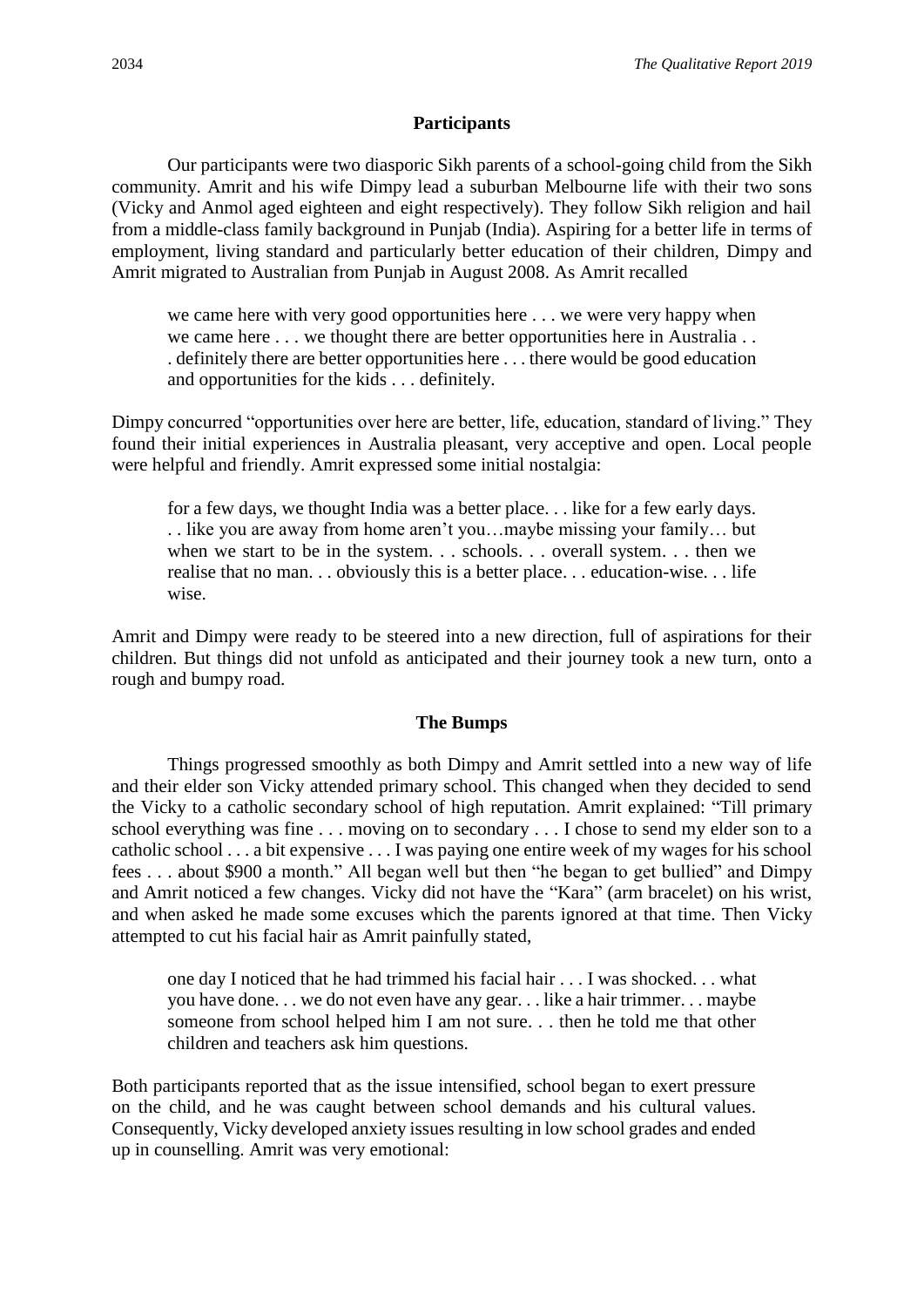## Participants

Our participants were two diasporic Sikh parents of a school-going child from the Sikh community. Amrit and his wife Dimpy lead a suburban Melbourne life with their two sons (Vicky and Anmol aged eighteen and eight respectively). They follow Sikh religion and hail from a middle-class family background in Punjab (India). Aspiring for a better life in terms of employment, living standard and particularly better education of their children, Dimpy and Amrit migrated to Australian from Punjab in August 2008. As Amrit recalled

> we came here with very good opportunities here . . . we were very happy when we came here . . . we thought there are better opportunities here in Australia . . . definitely there are better opportunities here . . . there would be good education and opportunities for the kids . . . definitely.

Dimpy concurred "opportunities over here are better, life, education, standard of living." They found their initial experiences in Australia pleasant, very acceptive and open. Local people were helpful and friendly. Amrit expressed some initial nostalgia:

> for a few days, we thought India was a better place. . . like for a few early days. . . like you are away from home aren't you…maybe missing your family… but when we start to be in the system. . . schools. . . overall system. . . then we realise that no man. . . obviously this is a better place. . . education-wise. . . life wise.

Amrit and Dimpy were ready to be steered into a new direction, full of aspirations for their children. But things did not unfold as anticipated and their journey took a new turn, onto a rough and bumpy road.

## The Bumps

Things progressed smoothly as both Dimpy and Amrit settled into a new way of life and their elder son Vicky attended primary school. This changed when they decided to send the Vicky to a catholic secondary school of high reputation. Amrit explained: "Till primary school everything was fine . . . moving on to secondary . . . I chose to send my elder son to a catholic school . . . a bit expensive . . . I was paying one entire week of my wages for his school fees . . . about $900 a month." All began well but then "he began to get bullied" and Dimpy and Amrit noticed a few changes. Vicky did not have the "Kara" (arm bracelet) on his wrist, and when asked he made some excuses which the parents ignored at that time. Then Vicky attempted to cut his facial hair as Amrit painfully stated,

> one day I noticed that he had trimmed his facial hair . . . I was shocked. . . what you have done. . . we do not even have any gear. . . like a hair trimmer. . . maybe someone from school helped him I am not sure. . . then he told me that other children and teachers ask him questions.

Both participants reported that as the issue intensified, school began to exert pressure on the child, and he was caught between school demands and his cultural values. Consequently, Vicky developed anxiety issues resulting in low school grades and ended up in counselling. Amrit was very emotional: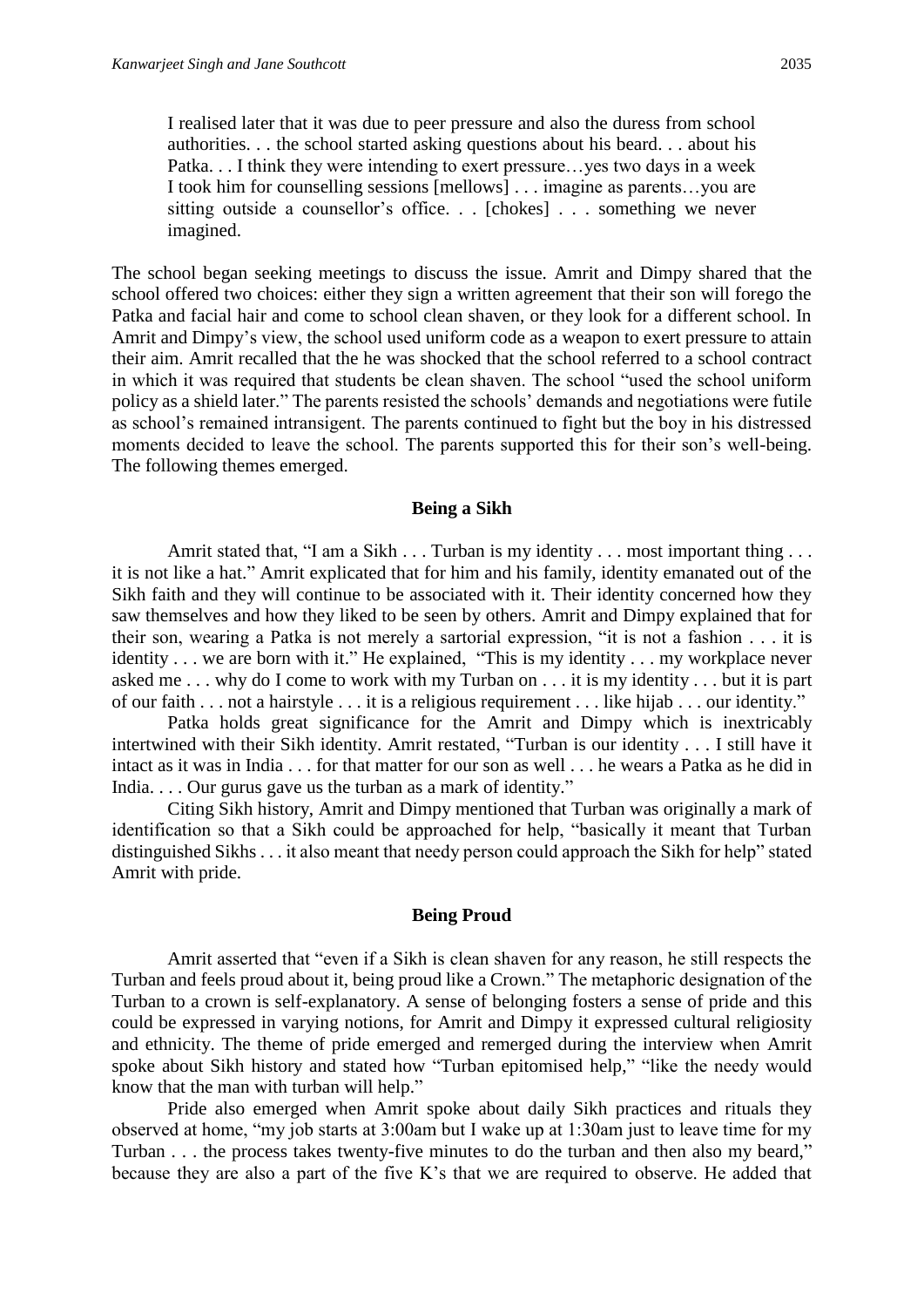> I realised later that it was due to peer pressure and also the duress from school authorities. . . the school started asking questions about his beard. . . about his Patka. . . I think they were intending to exert pressure…yes two days in a week I took him for counselling sessions [mellows] . . . imagine as parents…you are sitting outside a counsellor's office. . . [chokes] . . . something we never imagined.

The school began seeking meetings to discuss the issue. Amrit and Dimpy shared that the school offered two choices: either they sign a written agreement that their son will forego the Patka and facial hair and come to school clean shaven, or they look for a different school. In Amrit and Dimpy's view, the school used uniform code as a weapon to exert pressure to attain their aim. Amrit recalled that the he was shocked that the school referred to a school contract in which it was required that students be clean shaven. The school "used the school uniform policy as a shield later." The parents resisted the schools' demands and negotiations were futile as school's remained intransigent. The parents continued to fight but the boy in his distressed moments decided to leave the school. The parents supported this for their son's well-being. The following themes emerged.

## Being a Sikh

Amrit stated that, "I am a Sikh . . . Turban is my identity . . . most important thing . . . it is not like a hat." Amrit explicated that for him and his family, identity emanated out of the Sikh faith and they will continue to be associated with it. Their identity concerned how they saw themselves and how they liked to be seen by others. Amrit and Dimpy explained that for their son, wearing a Patka is not merely a sartorial expression, "it is not a fashion . . . it is identity . . . we are born with it." He explained, "This is my identity . . . my workplace never asked me . . . why do I come to work with my Turban on . . . it is my identity . . . but it is part of our faith . . . not a hairstyle . . . it is a religious requirement . . . like hijab . . . our identity."

Patka holds great significance for the Amrit and Dimpy which is inextricably intertwined with their Sikh identity. Amrit restated, "Turban is our identity . . . I still have it intact as it was in India . . . for that matter for our son as well . . . he wears a Patka as he did in India. . . . Our gurus gave us the turban as a mark of identity."

Citing Sikh history, Amrit and Dimpy mentioned that Turban was originally a mark of identification so that a Sikh could be approached for help, "basically it meant that Turban distinguished Sikhs . . . it also meant that needy person could approach the Sikh for help" stated Amrit with pride.

## Being Proud

Amrit asserted that "even if a Sikh is clean shaven for any reason, he still respects the Turban and feels proud about it, being proud like a Crown." The metaphoric designation of the Turban to a crown is self-explanatory. A sense of belonging fosters a sense of pride and this could be expressed in varying notions, for Amrit and Dimpy it expressed cultural religiosity and ethnicity. The theme of pride emerged and remerged during the interview when Amrit spoke about Sikh history and stated how "Turban epitomised help," "like the needy would know that the man with turban will help."

Pride also emerged when Amrit spoke about daily Sikh practices and rituals they observed at home, "my job starts at 3:00am but I wake up at 1:30am just to leave time for my Turban . . . the process takes twenty-five minutes to do the turban and then also my beard," because they are also a part of the five K's that we are required to observe. He added that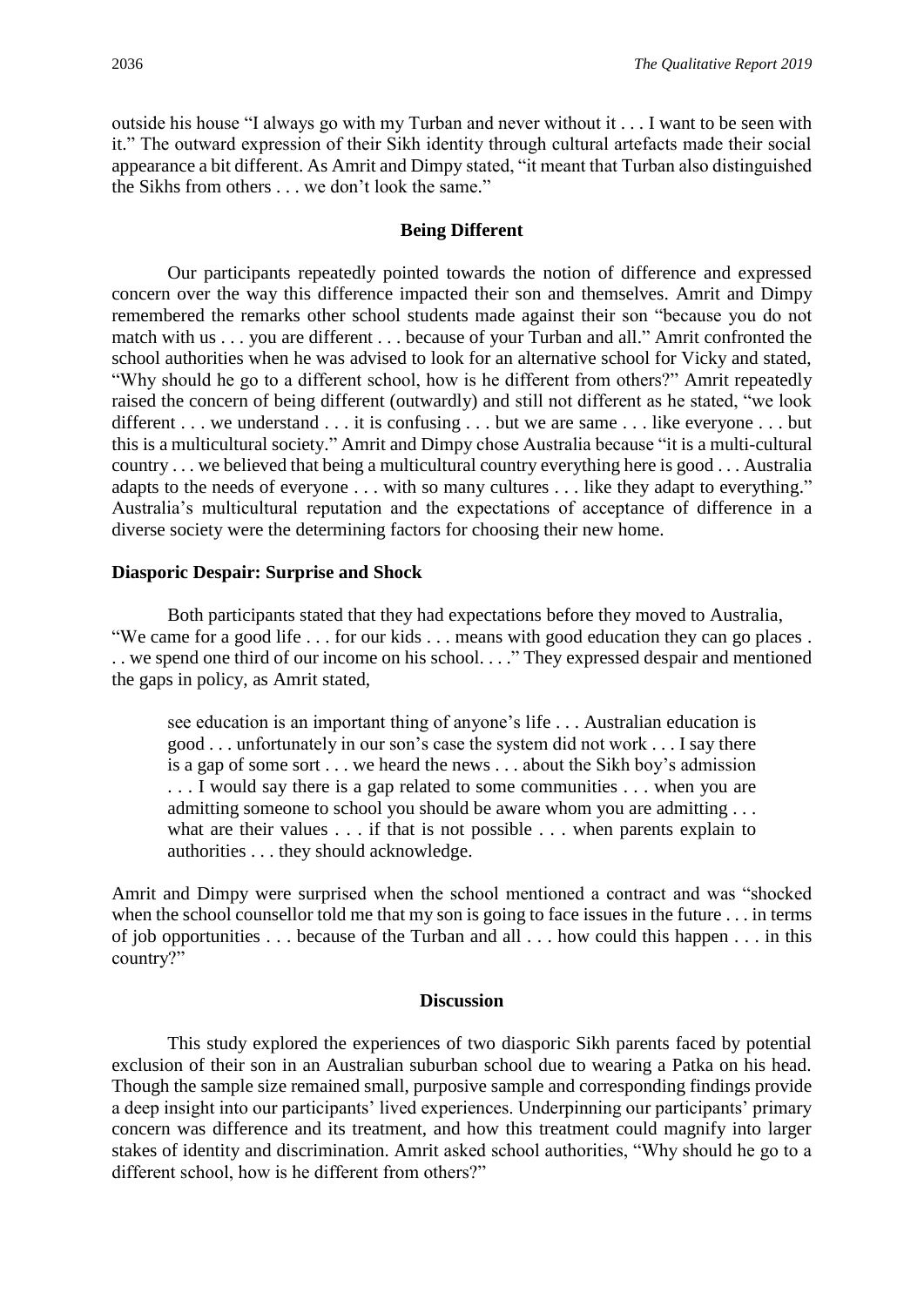outside his house "I always go with my Turban and never without it . . . I want to be seen with it." The outward expression of their Sikh identity through cultural artefacts made their social appearance a bit different. As Amrit and Dimpy stated, "it meant that Turban also distinguished the Sikhs from others . . . we don't look the same."

## Being Different

Our participants repeatedly pointed towards the notion of difference and expressed concern over the way this difference impacted their son and themselves. Amrit and Dimpy remembered the remarks other school students made against their son "because you do not match with us . . . you are different . . . because of your Turban and all." Amrit confronted the school authorities when he was advised to look for an alternative school for Vicky and stated, "Why should he go to a different school, how is he different from others?" Amrit repeatedly raised the concern of being different (outwardly) and still not different as he stated, "we look different . . . we understand . . . it is confusing . . . but we are same . . . like everyone . . . but this is a multicultural society." Amrit and Dimpy chose Australia because "it is a multi-cultural country . . . we believed that being a multicultural country everything here is good . . . Australia adapts to the needs of everyone . . . with so many cultures . . . like they adapt to everything." Australia's multicultural reputation and the expectations of acceptance of difference in a diverse society were the determining factors for choosing their new home.

### Diasporic Despair: Surprise and Shock

Both participants stated that they had expectations before they moved to Australia, "We came for a good life . . . for our kids . . . means with good education they can go places . . . we spend one third of our income on his school. . . ." They expressed despair and mentioned the gaps in policy, as Amrit stated,

> see education is an important thing of anyone's life . . . Australian education is good . . . unfortunately in our son's case the system did not work . . . I say there is a gap of some sort . . . we heard the news . . . about the Sikh boy's admission . . . I would say there is a gap related to some communities . . . when you are admitting someone to school you should be aware whom you are admitting . . . what are their values . . . if that is not possible . . . when parents explain to authorities . . . they should acknowledge.

Amrit and Dimpy were surprised when the school mentioned a contract and was "shocked when the school counsellor told me that my son is going to face issues in the future . . . in terms of job opportunities . . . because of the Turban and all . . . how could this happen . . . in this country?"

## Discussion

This study explored the experiences of two diasporic Sikh parents faced by potential exclusion of their son in an Australian suburban school due to wearing a Patka on his head. Though the sample size remained small, purposive sample and corresponding findings provide a deep insight into our participants' lived experiences. Underpinning our participants' primary concern was difference and its treatment, and how this treatment could magnify into larger stakes of identity and discrimination. Amrit asked school authorities, "Why should he go to a different school, how is he different from others?"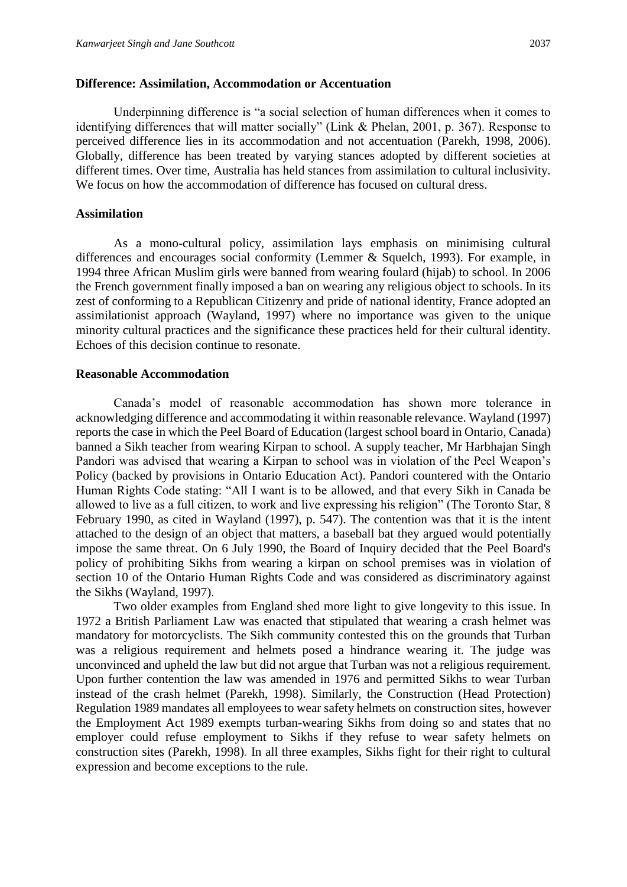## Difference: Assimilation, Accommodation or Accentuation

Underpinning difference is "a social selection of human differences when it comes to identifying differences that will matter socially" (Link & Phelan, 2001, p. 367). Response to perceived difference lies in its accommodation and not accentuation (Parekh, 1998, 2006). Globally, difference has been treated by varying stances adopted by different societies at different times. Over time, Australia has held stances from assimilation to cultural inclusivity. We focus on how the accommodation of difference has focused on cultural dress.

### Assimilation

As a mono-cultural policy, assimilation lays emphasis on minimising cultural differences and encourages social conformity (Lemmer & Squelch, 1993). For example, in 1994 three African Muslim girls were banned from wearing foulard (hijab) to school. In 2006 the French government finally imposed a ban on wearing any religious object to schools. In its zest of conforming to a Republican Citizenry and pride of national identity, France adopted an assimilationist approach (Wayland, 1997) where no importance was given to the unique minority cultural practices and the significance these practices held for their cultural identity. Echoes of this decision continue to resonate.

### Reasonable Accommodation

Canada's model of reasonable accommodation has shown more tolerance in acknowledging difference and accommodating it within reasonable relevance. Wayland (1997) reports the case in which the Peel Board of Education (largest school board in Ontario, Canada) banned a Sikh teacher from wearing Kirpan to school. A supply teacher, Mr Harbhajan Singh Pandori was advised that wearing a Kirpan to school was in violation of the Peel Weapon's Policy (backed by provisions in Ontario Education Act). Pandori countered with the Ontario Human Rights Code stating: "All I want is to be allowed, and that every Sikh in Canada be allowed to live as a full citizen, to work and live expressing his religion" (The Toronto Star, 8 February 1990, as cited in Wayland (1997), p. 547). The contention was that it is the intent attached to the design of an object that matters, a baseball bat they argued would potentially impose the same threat. On 6 July 1990, the Board of Inquiry decided that the Peel Board's policy of prohibiting Sikhs from wearing a kirpan on school premises was in violation of section 10 of the Ontario Human Rights Code and was considered as discriminatory against the Sikhs (Wayland, 1997).

Two older examples from England shed more light to give longevity to this issue. In 1972 a British Parliament Law was enacted that stipulated that wearing a crash helmet was mandatory for motorcyclists. The Sikh community contested this on the grounds that Turban was a religious requirement and helmets posed a hindrance wearing it. The judge was unconvinced and upheld the law but did not argue that Turban was not a religious requirement. Upon further contention the law was amended in 1976 and permitted Sikhs to wear Turban instead of the crash helmet (Parekh, 1998). Similarly, the Construction (Head Protection) Regulation 1989 mandates all employees to wear safety helmets on construction sites, however the Employment Act 1989 exempts turban-wearing Sikhs from doing so and states that no employer could refuse employment to Sikhs if they refuse to wear safety helmets on construction sites (Parekh, 1998). In all three examples, Sikhs fight for their right to cultural expression and become exceptions to the rule.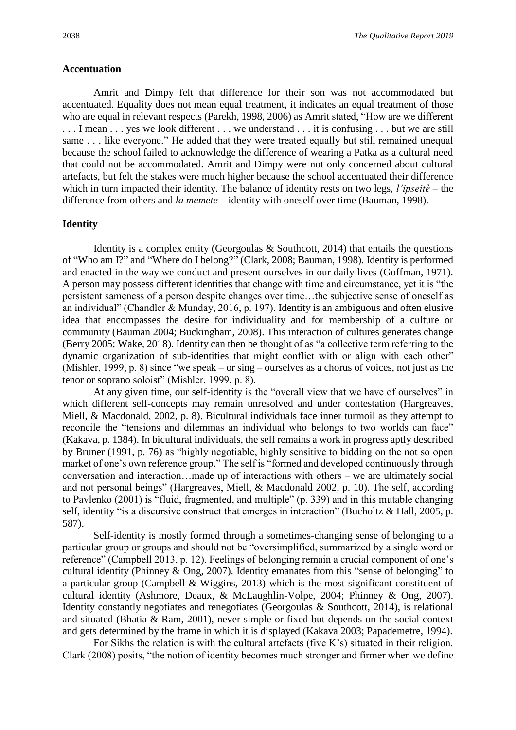### Accentuation

Amrit and Dimpy felt that difference for their son was not accommodated but accentuated. Equality does not mean equal treatment, it indicates an equal treatment of those who are equal in relevant respects (Parekh, 1998, 2006) as Amrit stated, "How are we different . . . I mean . . . yes we look different . . . we understand . . . it is confusing . . . but we are still same . . . like everyone." He added that they were treated equally but still remained unequal because the school failed to acknowledge the difference of wearing a Patka as a cultural need that could not be accommodated. Amrit and Dimpy were not only concerned about cultural artefacts, but felt the stakes were much higher because the school accentuated their difference which in turn impacted their identity. The balance of identity rests on two legs, *l'ipseitè* – the difference from others and *la memete* – identity with oneself over time (Bauman, 1998).

### Identity

Identity is a complex entity (Georgoulas & Southcott, 2014) that entails the questions of "Who am I?" and "Where do I belong?" (Clark, 2008; Bauman, 1998). Identity is performed and enacted in the way we conduct and present ourselves in our daily lives (Goffman, 1971). A person may possess different identities that change with time and circumstance, yet it is "the persistent sameness of a person despite changes over time…the subjective sense of oneself as an individual" (Chandler & Munday, 2016, p. 197). Identity is an ambiguous and often elusive idea that encompasses the desire for individuality and for membership of a culture or community (Bauman 2004; Buckingham, 2008). This interaction of cultures generates change (Berry 2005; Wake, 2018). Identity can then be thought of as "a collective term referring to the dynamic organization of sub-identities that might conflict with or align with each other" (Mishler, 1999, p. 8) since "we speak – or sing – ourselves as a chorus of voices, not just as the tenor or soprano soloist" (Mishler, 1999, p. 8).

At any given time, our self-identity is the "overall view that we have of ourselves" in which different self-concepts may remain unresolved and under contestation (Hargreaves, Miell, & Macdonald, 2002, p. 8). Bicultural individuals face inner turmoil as they attempt to reconcile the "tensions and dilemmas an individual who belongs to two worlds can face" (Kakava, p. 1384). In bicultural individuals, the self remains a work in progress aptly described by Bruner (1991, p. 76) as "highly negotiable, highly sensitive to bidding on the not so open market of one's own reference group." The self is "formed and developed continuously through conversation and interaction…made up of interactions with others – we are ultimately social and not personal beings" (Hargreaves, Miell, & Macdonald 2002, p. 10). The self, according to Pavlenko (2001) is "fluid, fragmented, and multiple" (p. 339) and in this mutable changing self, identity "is a discursive construct that emerges in interaction" (Bucholtz & Hall, 2005, p. 587).

Self-identity is mostly formed through a sometimes-changing sense of belonging to a particular group or groups and should not be "oversimplified, summarized by a single word or reference" (Campbell 2013, p. 12). Feelings of belonging remain a crucial component of one's cultural identity (Phinney & Ong, 2007). Identity emanates from this "sense of belonging" to a particular group (Campbell & Wiggins, 2013) which is the most significant constituent of cultural identity (Ashmore, Deaux, & McLaughlin-Volpe, 2004; Phinney & Ong, 2007). Identity constantly negotiates and renegotiates (Georgoulas & Southcott, 2014), is relational and situated (Bhatia & Ram, 2001), never simple or fixed but depends on the social context and gets determined by the frame in which it is displayed (Kakava 2003; Papademetre, 1994).

For Sikhs the relation is with the cultural artefacts (five K's) situated in their religion. Clark (2008) posits, "the notion of identity becomes much stronger and firmer when we define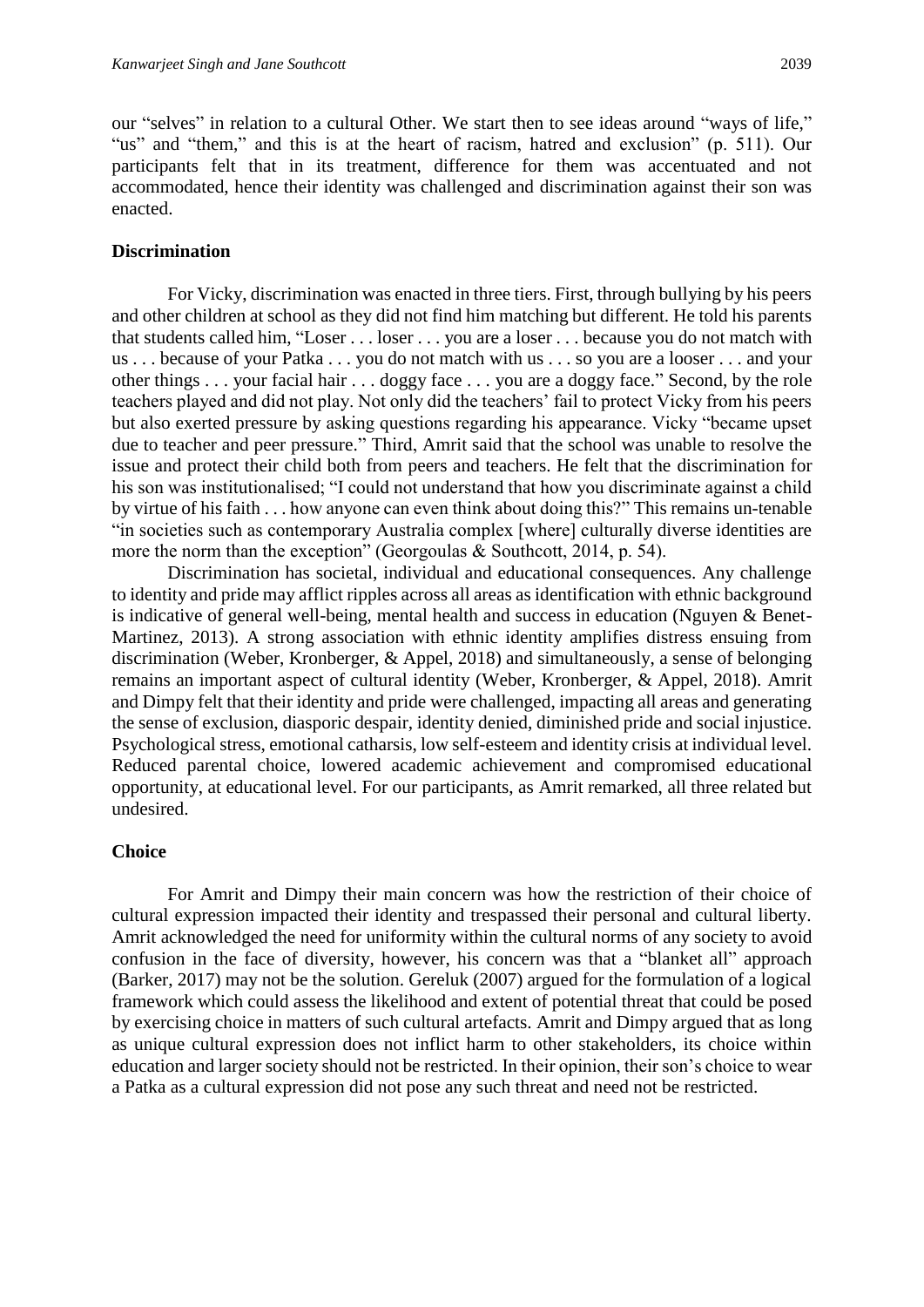our "selves" in relation to a cultural Other. We start then to see ideas around "ways of life," "us" and "them," and this is at the heart of racism, hatred and exclusion" (p. 511). Our participants felt that in its treatment, difference for them was accentuated and not accommodated, hence their identity was challenged and discrimination against their son was enacted.

## Discrimination

For Vicky, discrimination was enacted in three tiers. First, through bullying by his peers and other children at school as they did not find him matching but different. He told his parents that students called him, "Loser . . . loser . . . you are a loser . . . because you do not match with us . . . because of your Patka . . . you do not match with us . . . so you are a looser . . . and your other things . . . your facial hair . . . doggy face . . . you are a doggy face." Second, by the role teachers played and did not play. Not only did the teachers' fail to protect Vicky from his peers but also exerted pressure by asking questions regarding his appearance. Vicky "became upset due to teacher and peer pressure." Third, Amrit said that the school was unable to resolve the issue and protect their child both from peers and teachers. He felt that the discrimination for his son was institutionalised; "I could not understand that how you discriminate against a child by virtue of his faith . . . how anyone can even think about doing this?" This remains un-tenable "in societies such as contemporary Australia complex [where] culturally diverse identities are more the norm than the exception" (Georgoulas & Southcott, 2014, p. 54).

Discrimination has societal, individual and educational consequences. Any challenge to identity and pride may afflict ripples across all areas as identification with ethnic background is indicative of general well-being, mental health and success in education (Nguyen & Benet-Martinez, 2013). A strong association with ethnic identity amplifies distress ensuing from discrimination (Weber, Kronberger, & Appel, 2018) and simultaneously, a sense of belonging remains an important aspect of cultural identity (Weber, Kronberger, & Appel, 2018). Amrit and Dimpy felt that their identity and pride were challenged, impacting all areas and generating the sense of exclusion, diasporic despair, identity denied, diminished pride and social injustice. Psychological stress, emotional catharsis, low self-esteem and identity crisis at individual level. Reduced parental choice, lowered academic achievement and compromised educational opportunity, at educational level. For our participants, as Amrit remarked, all three related but undesired.

## Choice

For Amrit and Dimpy their main concern was how the restriction of their choice of cultural expression impacted their identity and trespassed their personal and cultural liberty. Amrit acknowledged the need for uniformity within the cultural norms of any society to avoid confusion in the face of diversity, however, his concern was that a "blanket all" approach (Barker, 2017) may not be the solution. Gereluk (2007) argued for the formulation of a logical framework which could assess the likelihood and extent of potential threat that could be posed by exercising choice in matters of such cultural artefacts. Amrit and Dimpy argued that as long as unique cultural expression does not inflict harm to other stakeholders, its choice within education and larger society should not be restricted. In their opinion, their son's choice to wear a Patka as a cultural expression did not pose any such threat and need not be restricted.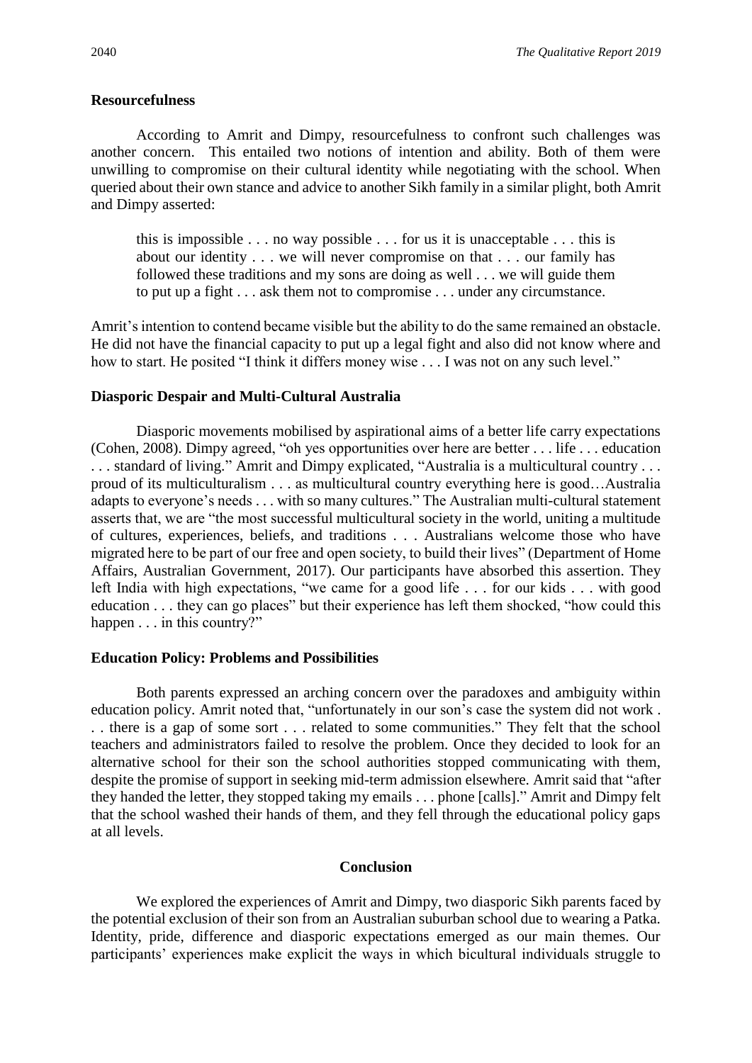### Resourcefulness

According to Amrit and Dimpy, resourcefulness to confront such challenges was another concern. This entailed two notions of intention and ability. Both of them were unwilling to compromise on their cultural identity while negotiating with the school. When queried about their own stance and advice to another Sikh family in a similar plight, both Amrit and Dimpy asserted:

> this is impossible . . . no way possible . . . for us it is unacceptable . . . this is about our identity . . . we will never compromise on that . . . our family has followed these traditions and my sons are doing as well . . . we will guide them to put up a fight . . . ask them not to compromise . . . under any circumstance.

Amrit's intention to contend became visible but the ability to do the same remained an obstacle. He did not have the financial capacity to put up a legal fight and also did not know where and how to start. He posited "I think it differs money wise . . . I was not on any such level."

### Diasporic Despair and Multi-Cultural Australia

Diasporic movements mobilised by aspirational aims of a better life carry expectations (Cohen, 2008). Dimpy agreed, "oh yes opportunities over here are better . . . life . . . education . . . standard of living." Amrit and Dimpy explicated, "Australia is a multicultural country . . . proud of its multiculturalism . . . as multicultural country everything here is good…Australia adapts to everyone's needs . . . with so many cultures." The Australian multi-cultural statement asserts that, we are "the most successful multicultural society in the world, uniting a multitude of cultures, experiences, beliefs, and traditions . . . Australians welcome those who have migrated here to be part of our free and open society, to build their lives" (Department of Home Affairs, Australian Government, 2017). Our participants have absorbed this assertion. They left India with high expectations, "we came for a good life . . . for our kids . . . with good education . . . they can go places" but their experience has left them shocked, "how could this happen . . . in this country?"

### Education Policy: Problems and Possibilities

Both parents expressed an arching concern over the paradoxes and ambiguity within education policy. Amrit noted that, "unfortunately in our son's case the system did not work . . . there is a gap of some sort . . . related to some communities." They felt that the school teachers and administrators failed to resolve the problem. Once they decided to look for an alternative school for their son the school authorities stopped communicating with them, despite the promise of support in seeking mid-term admission elsewhere. Amrit said that "after they handed the letter, they stopped taking my emails . . . phone [calls]." Amrit and Dimpy felt that the school washed their hands of them, and they fell through the educational policy gaps at all levels.

## Conclusion

We explored the experiences of Amrit and Dimpy, two diasporic Sikh parents faced by the potential exclusion of their son from an Australian suburban school due to wearing a Patka. Identity, pride, difference and diasporic expectations emerged as our main themes. Our participants' experiences make explicit the ways in which bicultural individuals struggle to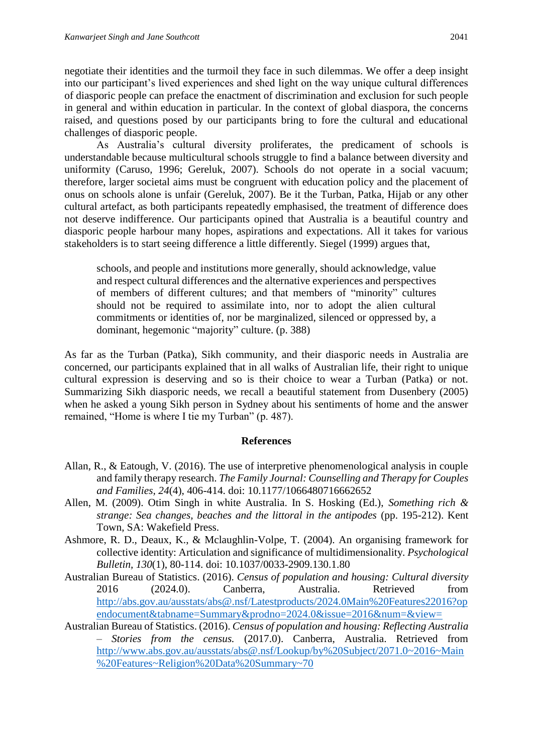negotiate their identities and the turmoil they face in such dilemmas. We offer a deep insight into our participant's lived experiences and shed light on the way unique cultural differences of diasporic people can preface the enactment of discrimination and exclusion for such people in general and within education in particular. In the context of global diaspora, the concerns raised, and questions posed by our participants bring to fore the cultural and educational challenges of diasporic people.

As Australia's cultural diversity proliferates, the predicament of schools is understandable because multicultural schools struggle to find a balance between diversity and uniformity (Caruso, 1996; Gereluk, 2007). Schools do not operate in a social vacuum; therefore, larger societal aims must be congruent with education policy and the placement of onus on schools alone is unfair (Gereluk, 2007). Be it the Turban, Patka, Hijab or any other cultural artefact, as both participants repeatedly emphasised, the treatment of difference does not deserve indifference. Our participants opined that Australia is a beautiful country and diasporic people harbour many hopes, aspirations and expectations. All it takes for various stakeholders is to start seeing difference a little differently. Siegel (1999) argues that,

> schools, and people and institutions more generally, should acknowledge, value and respect cultural differences and the alternative experiences and perspectives of members of different cultures; and that members of "minority" cultures should not be required to assimilate into, nor to adopt the alien cultural commitments or identities of, nor be marginalized, silenced or oppressed by, a dominant, hegemonic "majority" culture. (p. 388)

As far as the Turban (Patka), Sikh community, and their diasporic needs in Australia are concerned, our participants explained that in all walks of Australian life, their right to unique cultural expression is deserving and so is their choice to wear a Turban (Patka) or not. Summarizing Sikh diasporic needs, we recall a beautiful statement from Dusenbery (2005) when he asked a young Sikh person in Sydney about his sentiments of home and the answer remained, "Home is where I tie my Turban" (p. 487).

## References

Allan, R., & Eatough, V. (2016). The use of interpretive phenomenological analysis in couple and family therapy research. *The Family Journal: Counselling and Therapy for Couples and Families, 24*(4), 406-414. doi: 10.1177/1066480716662652

Allen, M. (2009). Otim Singh in white Australia. In S. Hosking (Ed.), *Something rich & strange: Sea changes, beaches and the littoral in the antipodes* (pp. 195-212). Kent Town, SA: Wakefield Press.

Ashmore, R. D., Deaux, K., & Mclaughlin-Volpe, T. (2004). An organising framework for collective identity: Articulation and significance of multidimensionality. *Psychological Bulletin, 130*(1), 80-114. doi: 10.1037/0033-2909.130.1.80

Australian Bureau of Statistics. (2016). *Census of population and housing: Cultural diversity 2016* (2024.0). Canberra, Australia. Retrieved from http://abs.gov.au/ausstats/abs@.nsf/Latestproducts/2024.0Main%20Features22016?opendocument&tabname=Summary&prodno=2024.0&issue=2016&num=&view=

Australian Bureau of Statistics. (2016). *Census of population and housing: Reflecting Australia – Stories from the census.* (2017.0). Canberra, Australia. Retrieved from http://www.abs.gov.au/ausstats/abs@.nsf/Lookup/by%20Subject/2071.0~2016~Main%20Features~Religion%20Data%20Summary~70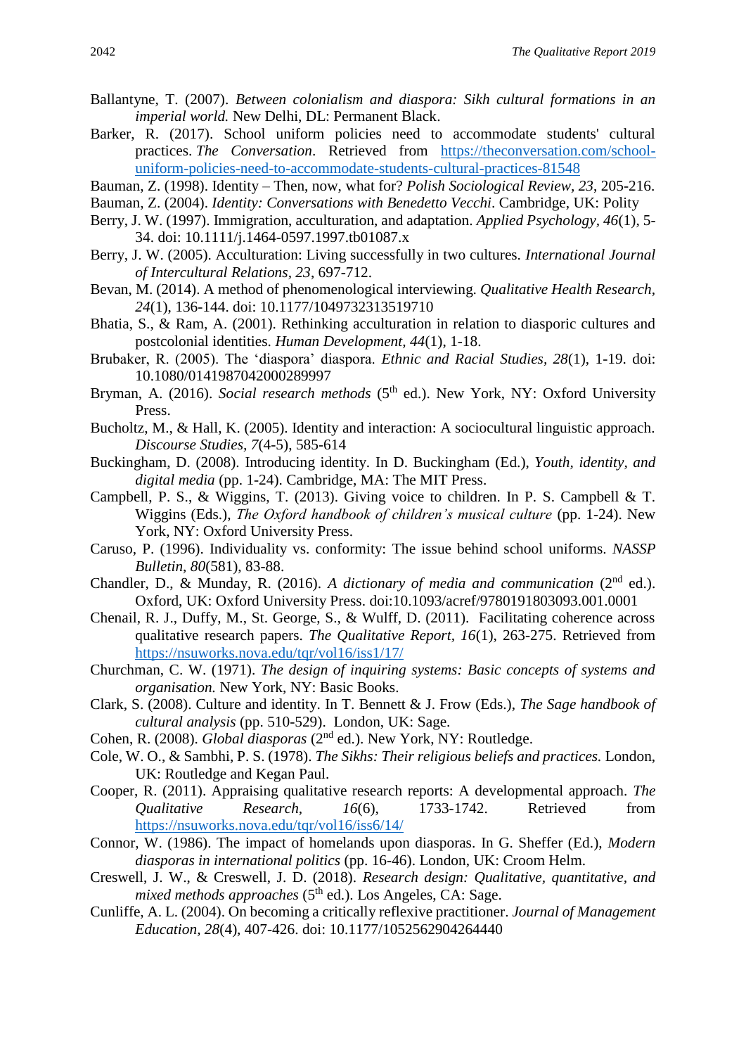Ballantyne, T. (2007). *Between colonialism and diaspora: Sikh cultural formations in an imperial world.* New Delhi, DL: Permanent Black.

Barker, R. (2017). School uniform policies need to accommodate students' cultural practices. *The Conversation*. Retrieved from https://theconversation.com/school-uniform-policies-need-to-accommodate-students-cultural-practices-81548

Bauman, Z. (1998). Identity – Then, now, what for? *Polish Sociological Review, 23*, 205-216.

Bauman, Z. (2004). *Identity: Conversations with Benedetto Vecchi*. Cambridge, UK: Polity

Berry, J. W. (1997). Immigration, acculturation, and adaptation. *Applied Psychology, 46*(1), 5-34. doi: 10.1111/j.1464-0597.1997.tb01087.x

Berry, J. W. (2005). Acculturation: Living successfully in two cultures. *International Journal of Intercultural Relations, 23*, 697-712.

Bevan, M. (2014). A method of phenomenological interviewing. *Qualitative Health Research, 24*(1), 136-144. doi: 10.1177/1049732313519710

Bhatia, S., & Ram, A. (2001). Rethinking acculturation in relation to diasporic cultures and postcolonial identities. *Human Development, 44*(1), 1-18.

Brubaker, R. (2005). The 'diaspora' diaspora. *Ethnic and Racial Studies, 28*(1), 1-19. doi: 10.1080/0141987042000289997

Bryman, A. (2016). *Social research methods* (5th ed.). New York, NY: Oxford University Press.

Bucholtz, M., & Hall, K. (2005). Identity and interaction: A sociocultural linguistic approach. *Discourse Studies, 7*(4-5), 585-614

Buckingham, D. (2008). Introducing identity. In D. Buckingham (Ed.), *Youth, identity, and digital media* (pp. 1-24). Cambridge, MA: The MIT Press.

Campbell, P. S., & Wiggins, T. (2013). Giving voice to children. In P. S. Campbell & T. Wiggins (Eds.), *The Oxford handbook of children's musical culture* (pp. 1-24). New York, NY: Oxford University Press.

Caruso, P. (1996). Individuality vs. conformity: The issue behind school uniforms. *NASSP Bulletin, 80*(581), 83-88.

Chandler, D., & Munday, R. (2016). *A dictionary of media and communication* (2nd ed.). Oxford, UK: Oxford University Press. doi:10.1093/acref/9780191803093.001.0001

Chenail, R. J., Duffy, M., St. George, S., & Wulff, D. (2011). Facilitating coherence across qualitative research papers. *The Qualitative Report, 16*(1), 263-275. Retrieved from https://nsuworks.nova.edu/tqr/vol16/iss1/17/

Churchman, C. W. (1971). *The design of inquiring systems: Basic concepts of systems and organisation.* New York, NY: Basic Books.

Clark, S. (2008). Culture and identity. In T. Bennett & J. Frow (Eds.), *The Sage handbook of cultural analysis* (pp. 510-529). London, UK: Sage.

Cohen, R. (2008). *Global diasporas* (2nd ed.). New York, NY: Routledge.

Cole, W. O., & Sambhi, P. S. (1978). *The Sikhs: Their religious beliefs and practices.* London, UK: Routledge and Kegan Paul.

Cooper, R. (2011). Appraising qualitative research reports: A developmental approach. *The Qualitative Research, 16*(6), 1733-1742. Retrieved from https://nsuworks.nova.edu/tqr/vol16/iss6/14/

Connor, W. (1986). The impact of homelands upon diasporas. In G. Sheffer (Ed.), *Modern diasporas in international politics* (pp. 16-46). London, UK: Croom Helm.

Creswell, J. W., & Creswell, J. D. (2018). *Research design: Qualitative, quantitative, and mixed methods approaches* (5th ed.). Los Angeles, CA: Sage.

Cunliffe, A. L. (2004). On becoming a critically reflexive practitioner. *Journal of Management Education, 28*(4), 407-426. doi: 10.1177/1052562904264440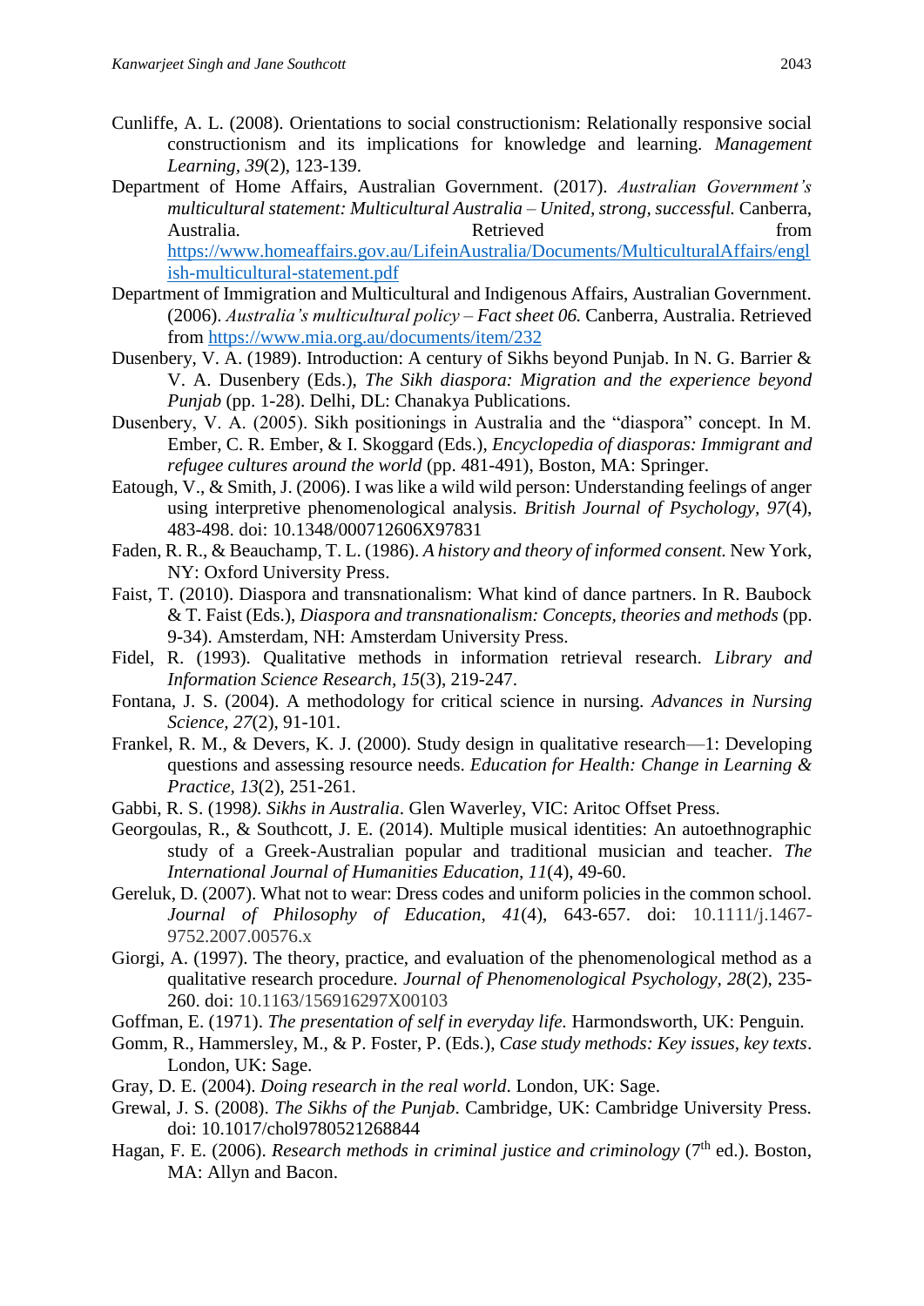Cunliffe, A. L. (2008). Orientations to social constructionism: Relationally responsive social constructionism and its implications for knowledge and learning. *Management Learning, 39*(2), 123-139.

Department of Home Affairs, Australian Government. (2017). *Australian Government's multicultural statement: Multicultural Australia – United, strong, successful.* Canberra, Australia. Retrieved from https://www.homeaffairs.gov.au/LifeinAustralia/Documents/MulticulturalAffairs/english-multicultural-statement.pdf

Department of Immigration and Multicultural and Indigenous Affairs, Australian Government. (2006). *Australia's multicultural policy – Fact sheet 06.* Canberra, Australia. Retrieved from https://www.mia.org.au/documents/item/232

Dusenbery, V. A. (1989). Introduction: A century of Sikhs beyond Punjab. In N. G. Barrier & V. A. Dusenbery (Eds.), *The Sikh diaspora: Migration and the experience beyond Punjab* (pp. 1-28). Delhi, DL: Chanakya Publications.

Dusenbery, V. A. (2005). Sikh positionings in Australia and the "diaspora" concept. In M. Ember, C. R. Ember, & I. Skoggard (Eds.), *Encyclopedia of diasporas: Immigrant and refugee cultures around the world* (pp. 481-491), Boston, MA: Springer.

Eatough, V., & Smith, J. (2006). I was like a wild wild person: Understanding feelings of anger using interpretive phenomenological analysis. *British Journal of Psychology, 97*(4), 483-498. doi: 10.1348/000712606X97831

Faden, R. R., & Beauchamp, T. L. (1986). *A history and theory of informed consent.* New York, NY: Oxford University Press.

Faist, T. (2010). Diaspora and transnationalism: What kind of dance partners. In R. Baubock & T. Faist (Eds.), *Diaspora and transnationalism: Concepts, theories and methods* (pp. 9-34). Amsterdam, NH: Amsterdam University Press.

Fidel, R. (1993). Qualitative methods in information retrieval research. *Library and Information Science Research, 15*(3), 219-247.

Fontana, J. S. (2004). A methodology for critical science in nursing. *Advances in Nursing Science, 27*(2), 91-101.

Frankel, R. M., & Devers, K. J. (2000). Study design in qualitative research—1: Developing questions and assessing resource needs. *Education for Health: Change in Learning & Practice, 13*(2), 251-261.

Gabbi, R. S. (1998*). Sikhs in Australia*. Glen Waverley, VIC: Aritoc Offset Press.

Georgoulas, R., & Southcott, J. E. (2014). Multiple musical identities: An autoethnographic study of a Greek-Australian popular and traditional musician and teacher. *The International Journal of Humanities Education, 11*(4), 49-60.

Gereluk, D. (2007). What not to wear: Dress codes and uniform policies in the common school. *Journal of Philosophy of Education*, *41*(4), 643-657. doi: 10.1111/j.1467-9752.2007.00576.x

Giorgi, A. (1997). The theory, practice, and evaluation of the phenomenological method as a qualitative research procedure. *Journal of Phenomenological Psychology, 28*(2), 235-260. doi: 10.1163/156916297X00103

Goffman, E. (1971). *The presentation of self in everyday life.* Harmondsworth, UK: Penguin.

Gomm, R., Hammersley, M., & P. Foster, P. (Eds.), *Case study methods: Key issues, key texts*. London, UK: Sage.

Gray, D. E. (2004). *Doing research in the real world*. London, UK: Sage.

Grewal, J. S. (2008). *The Sikhs of the Punjab*. Cambridge, UK: Cambridge University Press. doi: 10.1017/chol9780521268844

Hagan, F. E. (2006). *Research methods in criminal justice and criminology* (7th ed.). Boston, MA: Allyn and Bacon.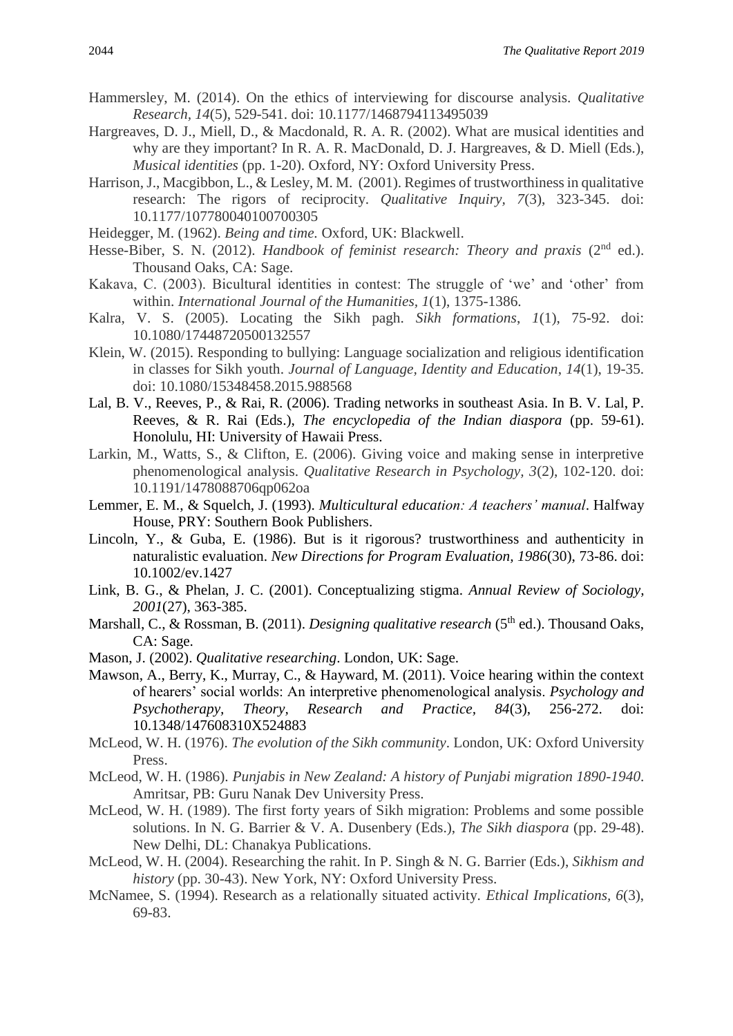Hammersley, M. (2014). On the ethics of interviewing for discourse analysis. *Qualitative Research*, *14*(5), 529-541. doi: 10.1177/1468794113495039

Hargreaves, D. J., Miell, D., & Macdonald, R. A. R. (2002). What are musical identities and why are they important? In R. A. R. MacDonald, D. J. Hargreaves, & D. Miell (Eds.), *Musical identities* (pp. 1-20). Oxford, NY: Oxford University Press.

Harrison, J., Macgibbon, L., & Lesley, M. M. (2001). Regimes of trustworthiness in qualitative research: The rigors of reciprocity. *Qualitative Inquiry*, *7*(3), 323-345. doi: 10.1177/107780040100700305

Heidegger, M. (1962). *Being and time.* Oxford, UK: Blackwell.

Hesse-Biber, S. N. (2012). *Handbook of feminist research: Theory and praxis* (2nd ed.). Thousand Oaks, CA: Sage.

Kakava, C. (2003). Bicultural identities in contest: The struggle of 'we' and 'other' from within. *International Journal of the Humanities*, *1*(1), 1375-1386.

Kalra, V. S. (2005). Locating the Sikh pagh. *Sikh formations*, *1*(1), 75-92. doi: 10.1080/17448720500132557

Klein, W. (2015). Responding to bullying: Language socialization and religious identification in classes for Sikh youth. *Journal of Language, Identity and Education*, *14*(1), 19-35. doi: 10.1080/15348458.2015.988568

Lal, B. V., Reeves, P., & Rai, R. (2006). Trading networks in southeast Asia. In B. V. Lal, P. Reeves, & R. Rai (Eds.), *The encyclopedia of the Indian diaspora* (pp. 59-61). Honolulu, HI: University of Hawaii Press.

Larkin, M., Watts, S., & Clifton, E. (2006). Giving voice and making sense in interpretive phenomenological analysis. *Qualitative Research in Psychology*, *3*(2), 102-120. doi: 10.1191/1478088706qp062oa

Lemmer, E. M., & Squelch, J. (1993). *Multicultural education: A teachers' manual*. Halfway House, PRY: Southern Book Publishers.

Lincoln, Y., & Guba, E. (1986). But is it rigorous? trustworthiness and authenticity in naturalistic evaluation. *New Directions for Program Evaluation*, *1986*(30), 73-86. doi: 10.1002/ev.1427

Link, B. G., & Phelan, J. C. (2001). Conceptualizing stigma. *Annual Review of Sociology*, *2001*(27), 363-385.

Marshall, C., & Rossman, B. (2011). *Designing qualitative research* (5th ed.). Thousand Oaks, CA: Sage.

Mason, J. (2002). *Qualitative researching*. London, UK: Sage.

Mawson, A., Berry, K., Murray, C., & Hayward, M. (2011). Voice hearing within the context of hearers' social worlds: An interpretive phenomenological analysis. *Psychology and Psychotherapy, Theory, Research and Practice*, *84*(3), 256-272. doi: 10.1348/147608310X524883

McLeod, W. H. (1976). *The evolution of the Sikh community*. London, UK: Oxford University Press.

McLeod, W. H. (1986). *Punjabis in New Zealand: A history of Punjabi migration 1890-1940*. Amritsar, PB: Guru Nanak Dev University Press.

McLeod, W. H. (1989). The first forty years of Sikh migration: Problems and some possible solutions. In N. G. Barrier & V. A. Dusenbery (Eds.), *The Sikh diaspora* (pp. 29-48). New Delhi, DL: Chanakya Publications.

McLeod, W. H. (2004). Researching the rahit. In P. Singh & N. G. Barrier (Eds.), *Sikhism and history* (pp. 30-43). New York, NY: Oxford University Press.

McNamee, S. (1994). Research as a relationally situated activity. *Ethical Implications*, *6*(3), 69-83.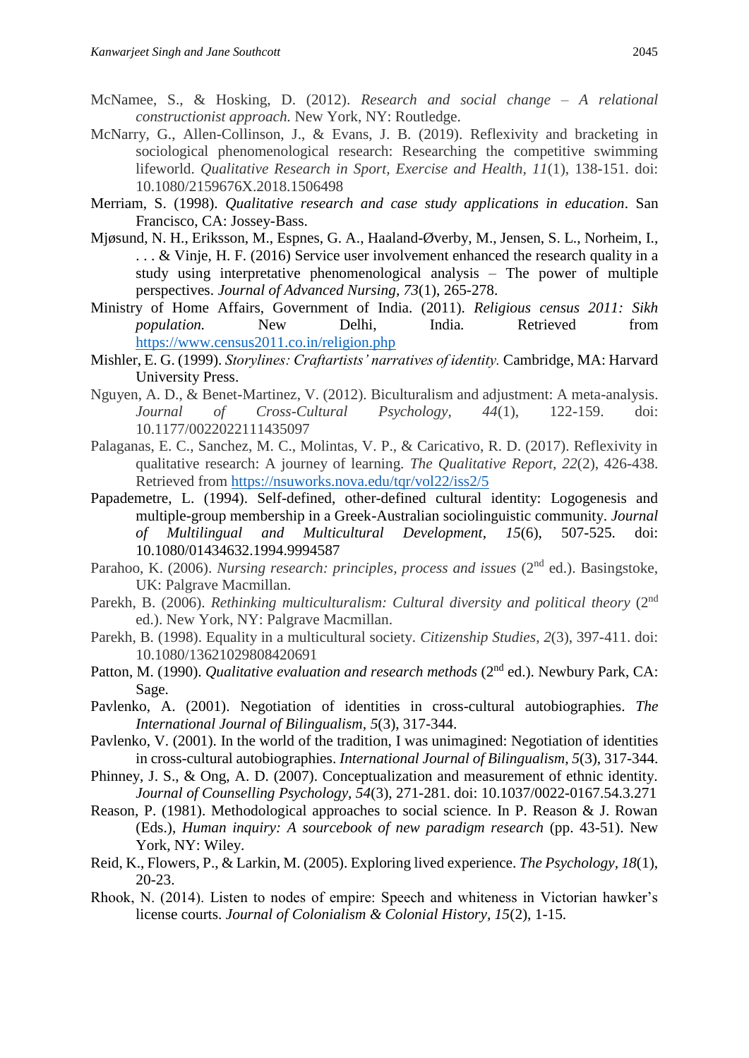McNamee, S., & Hosking, D. (2012). *Research and social change – A relational constructionist approach.* New York, NY: Routledge.

McNarry, G., Allen-Collinson, J., & Evans, J. B. (2019). Reflexivity and bracketing in sociological phenomenological research: Researching the competitive swimming lifeworld. *Qualitative Research in Sport, Exercise and Health*, *11*(1), 138-151. doi: 10.1080/2159676X.2018.1506498

Merriam, S. (1998). *Qualitative research and case study applications in education*. San Francisco, CA: Jossey-Bass.

Mjøsund, N. H., Eriksson, M., Espnes, G. A., Haaland-Øverby, M., Jensen, S. L., Norheim, I., . . . & Vinje, H. F. (2016) Service user involvement enhanced the research quality in a study using interpretative phenomenological analysis – The power of multiple perspectives. *Journal of Advanced Nursing*, *73*(1), 265-278.

Ministry of Home Affairs, Government of India. (2011). *Religious census 2011: Sikh population.* New Delhi, India. Retrieved from https://www.census2011.co.in/religion.php

Mishler, E. G. (1999). *Storylines: Craftartists' narratives of identity.* Cambridge, MA: Harvard University Press.

Nguyen, A. D., & Benet-Martinez, V. (2012). Biculturalism and adjustment: A meta-analysis. *Journal of Cross-Cultural Psychology*, *44*(1), 122-159. doi: 10.1177/0022022111435097

Palaganas, E. C., Sanchez, M. C., Molintas, V. P., & Caricativo, R. D. (2017). Reflexivity in qualitative research: A journey of learning. *The Qualitative Report*, *22*(2), 426-438. Retrieved from https://nsuworks.nova.edu/tqr/vol22/iss2/5

Papademetre, L. (1994). Self-defined, other-defined cultural identity: Logogenesis and multiple-group membership in a Greek-Australian sociolinguistic community. *Journal of Multilingual and Multicultural Development*, *15*(6), 507-525. doi: 10.1080/01434632.1994.9994587

Parahoo, K. (2006). *Nursing research: principles, process and issues* (2nd ed.). Basingstoke, UK: Palgrave Macmillan.

Parekh, B. (2006). *Rethinking multiculturalism: Cultural diversity and political theory* (2nd ed.). New York, NY: Palgrave Macmillan.

Parekh, B. (1998). Equality in a multicultural society. *Citizenship Studies*, *2*(3), 397-411. doi: 10.1080/13621029808420691

Patton, M. (1990). *Qualitative evaluation and research methods* (2nd ed.). Newbury Park, CA: Sage.

Pavlenko, A. (2001). Negotiation of identities in cross-cultural autobiographies. *The International Journal of Bilingualism*, *5*(3), 317-344.

Pavlenko, V. (2001). In the world of the tradition, I was unimagined: Negotiation of identities in cross-cultural autobiographies. *International Journal of Bilingualism*, *5*(3), 317-344.

Phinney, J. S., & Ong, A. D. (2007). Conceptualization and measurement of ethnic identity. *Journal of Counselling Psychology*, *54*(3), 271-281. doi: 10.1037/0022-0167.54.3.271

Reason, P. (1981). Methodological approaches to social science. In P. Reason & J. Rowan (Eds.), *Human inquiry: A sourcebook of new paradigm research* (pp. 43-51). New York, NY: Wiley.

Reid, K., Flowers, P., & Larkin, M. (2005). Exploring lived experience. *The Psychology*, *18*(1), 20-23.

Rhook, N. (2014). Listen to nodes of empire: Speech and whiteness in Victorian hawker's license courts. *Journal of Colonialism & Colonial History*, *15*(2), 1-15.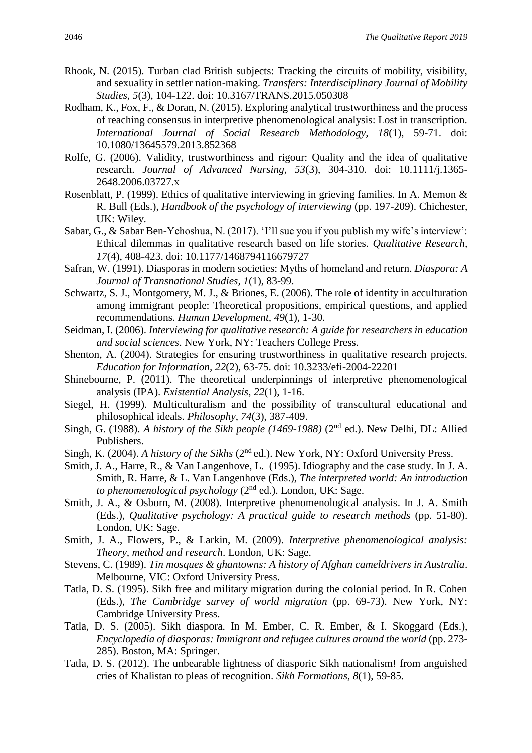Rhook, N. (2015). Turban clad British subjects: Tracking the circuits of mobility, visibility, and sexuality in settler nation-making. *Transfers: Interdisciplinary Journal of Mobility Studies, 5*(3), 104-122. doi: 10.3167/TRANS.2015.050308

Rodham, K., Fox, F., & Doran, N. (2015). Exploring analytical trustworthiness and the process of reaching consensus in interpretive phenomenological analysis: Lost in transcription. *International Journal of Social Research Methodology, 18*(1), 59-71. doi: 10.1080/13645579.2013.852368

Rolfe, G. (2006). Validity, trustworthiness and rigour: Quality and the idea of qualitative research. *Journal of Advanced Nursing, 53*(3), 304-310. doi: 10.1111/j.1365-2648.2006.03727.x

Rosenblatt, P. (1999). Ethics of qualitative interviewing in grieving families. In A. Memon & R. Bull (Eds.), *Handbook of the psychology of interviewing* (pp. 197-209). Chichester, UK: Wiley.

Sabar, G., & Sabar Ben-Yehoshua, N. (2017). 'I'll sue you if you publish my wife's interview': Ethical dilemmas in qualitative research based on life stories. *Qualitative Research, 17*(4), 408-423. doi: 10.1177/1468794116679727

Safran, W. (1991). Diasporas in modern societies: Myths of homeland and return. *Diaspora: A Journal of Transnational Studies, 1*(1), 83-99.

Schwartz, S. J., Montgomery, M. J., & Briones, E. (2006). The role of identity in acculturation among immigrant people: Theoretical propositions, empirical questions, and applied recommendations. *Human Development, 49*(1), 1-30.

Seidman, I. (2006). *Interviewing for qualitative research: A guide for researchers in education and social sciences*. New York, NY: Teachers College Press.

Shenton, A. (2004). Strategies for ensuring trustworthiness in qualitative research projects. *Education for Information, 22*(2), 63-75. doi: 10.3233/efi-2004-22201

Shinebourne, P. (2011). The theoretical underpinnings of interpretive phenomenological analysis (IPA). *Existential Analysis, 22*(1), 1-16.

Siegel, H. (1999). Multiculturalism and the possibility of transcultural educational and philosophical ideals. *Philosophy, 74*(3), 387-409.

Singh, G. (1988). *A history of the Sikh people (1469-1988)* (2nd ed.). New Delhi, DL: Allied Publishers.

Singh, K. (2004). *A history of the Sikhs* (2nd ed.). New York, NY: Oxford University Press.

Smith, J. A., Harre, R., & Van Langenhove, L. (1995). Idiography and the case study. In J. A. Smith, R. Harre, & L. Van Langenhove (Eds.), *The interpreted world: An introduction to phenomenological psychology* (2nd ed.). London, UK: Sage.

Smith, J. A., & Osborn, M. (2008). Interpretive phenomenological analysis. In J. A. Smith (Eds.), *Qualitative psychology: A practical guide to research methods* (pp. 51-80). London, UK: Sage.

Smith, J. A., Flowers, P., & Larkin, M. (2009). *Interpretive phenomenological analysis: Theory, method and research*. London, UK: Sage.

Stevens, C. (1989). *Tin mosques & ghantowns: A history of Afghan cameldrivers in Australia*. Melbourne, VIC: Oxford University Press.

Tatla, D. S. (1995). Sikh free and military migration during the colonial period. In R. Cohen (Eds.), *The Cambridge survey of world migration* (pp. 69-73). New York, NY: Cambridge University Press.

Tatla, D. S. (2005). Sikh diaspora. In M. Ember, C. R. Ember, & I. Skoggard (Eds.), *Encyclopedia of diasporas: Immigrant and refugee cultures around the world* (pp. 273-285). Boston, MA: Springer.

Tatla, D. S. (2012). The unbearable lightness of diasporic Sikh nationalism! from anguished cries of Khalistan to pleas of recognition. *Sikh Formations, 8*(1), 59-85.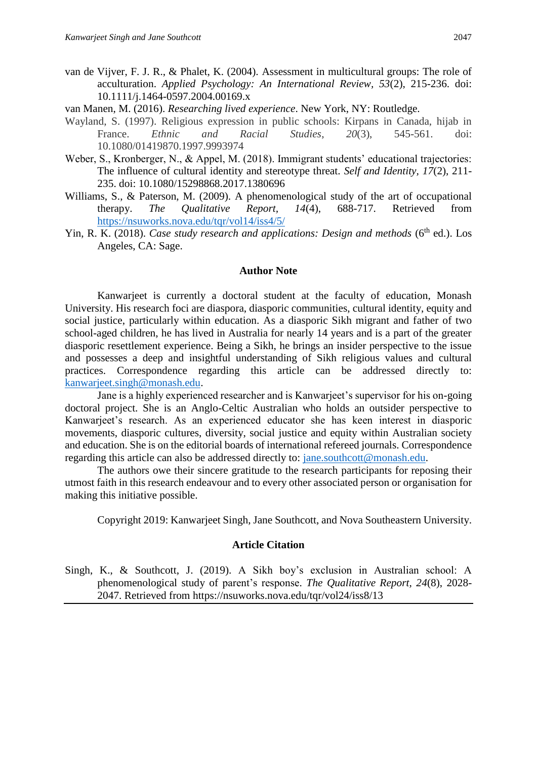van de Vijver, F. J. R., & Phalet, K. (2004). Assessment in multicultural groups: The role of acculturation. *Applied Psychology: An International Review*, *53*(2), 215-236. doi: 10.1111/j.1464-0597.2004.00169.x

van Manen, M. (2016). *Researching lived experience*. New York, NY: Routledge.

Wayland, S. (1997). Religious expression in public schools: Kirpans in Canada, hijab in France. *Ethnic and Racial Studies*, *20*(3), 545-561. doi: 10.1080/01419870.1997.9993974

Weber, S., Kronberger, N., & Appel, M. (2018). Immigrant students' educational trajectories: The influence of cultural identity and stereotype threat. *Self and Identity*, *17*(2), 211-235. doi: 10.1080/15298868.2017.1380696

Williams, S., & Paterson, M. (2009). A phenomenological study of the art of occupational therapy. *The Qualitative Report*, *14*(4), 688-717. Retrieved from https://nsuworks.nova.edu/tqr/vol14/iss4/5/

Yin, R. K. (2018). *Case study research and applications: Design and methods* (6th ed.). Los Angeles, CA: Sage.

## Author Note

Kanwarjeet is currently a doctoral student at the faculty of education, Monash University. His research foci are diaspora, diasporic communities, cultural identity, equity and social justice, particularly within education. As a diasporic Sikh migrant and father of two school-aged children, he has lived in Australia for nearly 14 years and is a part of the greater diasporic resettlement experience. Being a Sikh, he brings an insider perspective to the issue and possesses a deep and insightful understanding of Sikh religious values and cultural practices. Correspondence regarding this article can be addressed directly to: kanwarjeet.singh@monash.edu.

Jane is a highly experienced researcher and is Kanwarjeet's supervisor for his on-going doctoral project. She is an Anglo-Celtic Australian who holds an outsider perspective to Kanwarjeet's research. As an experienced educator she has keen interest in diasporic movements, diasporic cultures, diversity, social justice and equity within Australian society and education. She is on the editorial boards of international refereed journals. Correspondence regarding this article can also be addressed directly to: jane.southcott@monash.edu.

The authors owe their sincere gratitude to the research participants for reposing their utmost faith in this research endeavour and to every other associated person or organisation for making this initiative possible.

Copyright 2019: Kanwarjeet Singh, Jane Southcott, and Nova Southeastern University.

## Article Citation

Singh, K., & Southcott, J. (2019). A Sikh boy's exclusion in Australian school: A phenomenological study of parent's response. *The Qualitative Report*, *24*(8), 2028-2047. Retrieved from https://nsuworks.nova.edu/tqr/vol24/iss8/13